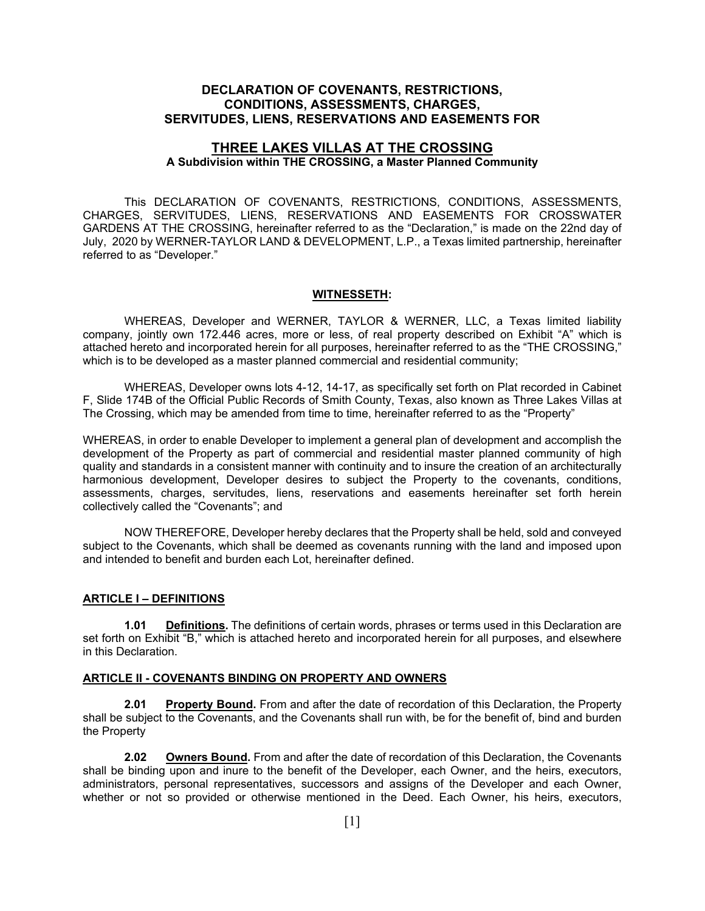# DECLARATION OF COVENANTS, RESTRICTIONS, CONDITIONS, ASSESSMENTS, CHARGES, SERVITUDES, LIENS, RESERVATIONS AND EASEMENTS FOR

## THREE LAKES VILLAS AT THE CROSSING

**A Subdivision within THE CROSSING, a Master Planned Community**

This DECLARATION OF COVENANTS, RESTRICTIONS, CONDITIONS, ASSESSMENTS, CHARGES, SERVITUDES, LIENS, RESERVATIONS AND EASEMENTS FOR CROSSWATER GARDENS AT THE CROSSING, hereinafter referred to as the "Declaration," is made on the 22nd day of July, 2020 by WERNER-TAYLOR LAND & DEVELOPMENT, L.P., a Texas limited partnership, hereinafter referred to as "Developer."

**WITNESSETH:**

WHEREAS, Developer and WERNER, TAYLOR & WERNER, LLC, a Texas limited liability company, jointly own 172.446 acres, more or less, of real property described on Exhibit "A" which is attached hereto and incorporated herein for all purposes, hereinafter referred to as the "THE CROSSING," which is to be developed as a master planned commercial and residential community;

WHEREAS, Developer owns lots 4-12, 14-17, as specifically set forth on Plat recorded in Cabinet F, Slide 174B of the Official Public Records of Smith County, Texas, also known as Three Lakes Villas at The Crossing, which may be amended from time to time, hereinafter referred to as the "Property"

WHEREAS, in order to enable Developer to implement a general plan of development and accomplish the development of the Property as part of commercial and residential master planned community of high quality and standards in a consistent manner with continuity and to insure the creation of an architecturally harmonious development, Developer desires to subject the Property to the covenants, conditions, assessments, charges, servitudes, liens, reservations and easements hereinafter set forth herein collectively called the "Covenants"; and

NOW THEREFORE, Developer hereby declares that the Property shall be held, sold and conveyed subject to the Covenants, which shall be deemed as covenants running with the land and imposed upon and intended to benefit and burden each Lot, hereinafter defined.

### ARTICLE I – DEFINITIONS

**1.01 Definitions.** The definitions of certain words, phrases or terms used in this Declaration are set forth on Exhibit "B," which is attached hereto and incorporated herein for all purposes, and elsewhere in this Declaration.

### ARTICLE II - COVENANTS BINDING ON PROPERTY AND OWNERS

**2.01 Property Bound.** From and after the date of recordation of this Declaration, the Property shall be subject to the Covenants, and the Covenants shall run with, be for the benefit of, bind and burden the Property

**2.02 Owners Bound.** From and after the date of recordation of this Declaration, the Covenants shall be binding upon and inure to the benefit of the Developer, each Owner, and the heirs, executors, administrators, personal representatives, successors and assigns of the Developer and each Owner, whether or not so provided or otherwise mentioned in the Deed. Each Owner, his heirs, executors,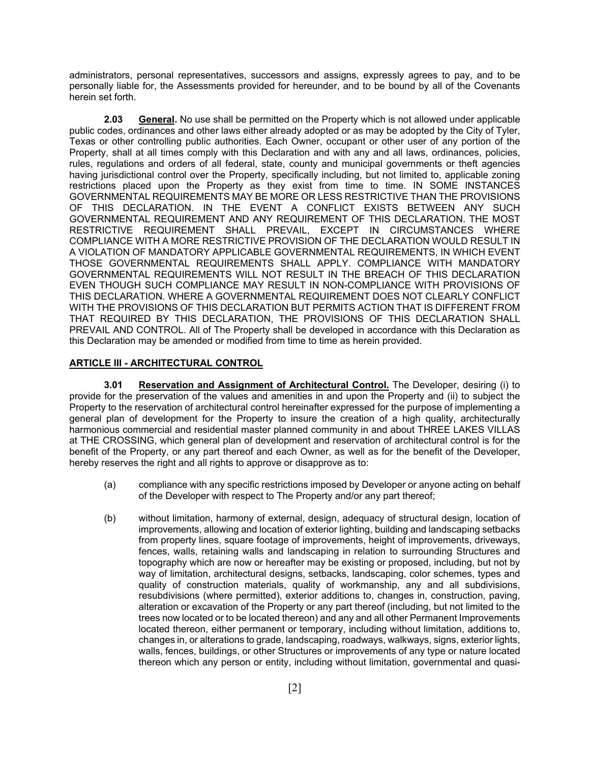administrators, personal representatives, successors and assigns, expressly agrees to pay, and to be personally liable for, the Assessments provided for hereunder, and to be bound by all of the Covenants herein set forth.

**2.03 General.** No use shall be permitted on the Property which is not allowed under applicable public codes, ordinances and other laws either already adopted or as may be adopted by the City of Tyler, Texas or other controlling public authorities. Each Owner, occupant or other user of any portion of the Property, shall at all times comply with this Declaration and with any and all laws, ordinances, policies, rules, regulations and orders of all federal, state, county and municipal governments or theft agencies having jurisdictional control over the Property, specifically including, but not limited to, applicable zoning restrictions placed upon the Property as they exist from time to time. IN SOME INSTANCES GOVERNMENTAL REQUIREMENTS MAY BE MORE OR LESS RESTRICTIVE THAN THE PROVISIONS OF THIS DECLARATION. IN THE EVENT A CONFLICT EXISTS BETWEEN ANY SUCH GOVERNMENTAL REQUIREMENT AND ANY REQUIREMENT OF THIS DECLARATION. THE MOST RESTRICTIVE REQUIREMENT SHALL PREVAIL, EXCEPT IN CIRCUMSTANCES WHERE COMPLIANCE WITH A MORE RESTRICTIVE PROVISION OF THE DECLARATION WOULD RESULT IN A VIOLATION OF MANDATORY APPLICABLE GOVERNMENTAL REQUIREMENTS, IN WHICH EVENT THOSE GOVERNMENTAL REQUIREMENTS SHALL APPLY. COMPLIANCE WITH MANDATORY GOVERNMENTAL REQUIREMENTS WILL NOT RESULT IN THE BREACH OF THIS DECLARATION EVEN THOUGH SUCH COMPLIANCE MAY RESULT IN NON-COMPLIANCE WITH PROVISIONS OF THIS DECLARATION. WHERE A GOVERNMENTAL REQUIREMENT DOES NOT CLEARLY CONFLICT WITH THE PROVISIONS OF THIS DECLARATION BUT PERMITS ACTION THAT IS DIFFERENT FROM THAT REQUIRED BY THIS DECLARATION, THE PROVISIONS OF THIS DECLARATION SHALL PREVAIL AND CONTROL. All of The Property shall be developed in accordance with this Declaration as this Declaration may be amended or modified from time to time as herein provided.

## ARTICLE III - ARCHITECTURAL CONTROL

**3.01 Reservation and Assignment of Architectural Control.** The Developer, desiring (i) to provide for the preservation of the values and amenities in and upon the Property and (ii) to subject the Property to the reservation of architectural control hereinafter expressed for the purpose of implementing a general plan of development for the Property to insure the creation of a high quality, architecturally harmonious commercial and residential master planned community in and about THREE LAKES VILLAS at THE CROSSING, which general plan of development and reservation of architectural control is for the benefit of the Property, or any part thereof and each Owner, as well as for the benefit of the Developer, hereby reserves the right and all rights to approve or disapprove as to:

(a) compliance with any specific restrictions imposed by Developer or anyone acting on behalf of the Developer with respect to The Property and/or any part thereof;

(b) without limitation, harmony of external, design, adequacy of structural design, location of improvements, allowing and location of exterior lighting, building and landscaping setbacks from property lines, square footage of improvements, height of improvements, driveways, fences, walls, retaining walls and landscaping in relation to surrounding Structures and topography which are now or hereafter may be existing or proposed, including, but not by way of limitation, architectural designs, setbacks, landscaping, color schemes, types and quality of construction materials, quality of workmanship, any and all subdivisions, resubdivisions (where permitted), exterior additions to, changes in, construction, paving, alteration or excavation of the Property or any part thereof (including, but not limited to the trees now located or to be located thereon) and any and all other Permanent Improvements located thereon, either permanent or temporary, including without limitation, additions to, changes in, or alterations to grade, landscaping, roadways, walkways, signs, exterior lights, walls, fences, buildings, or other Structures or improvements of any type or nature located thereon which any person or entity, including without limitation, governmental and quasi-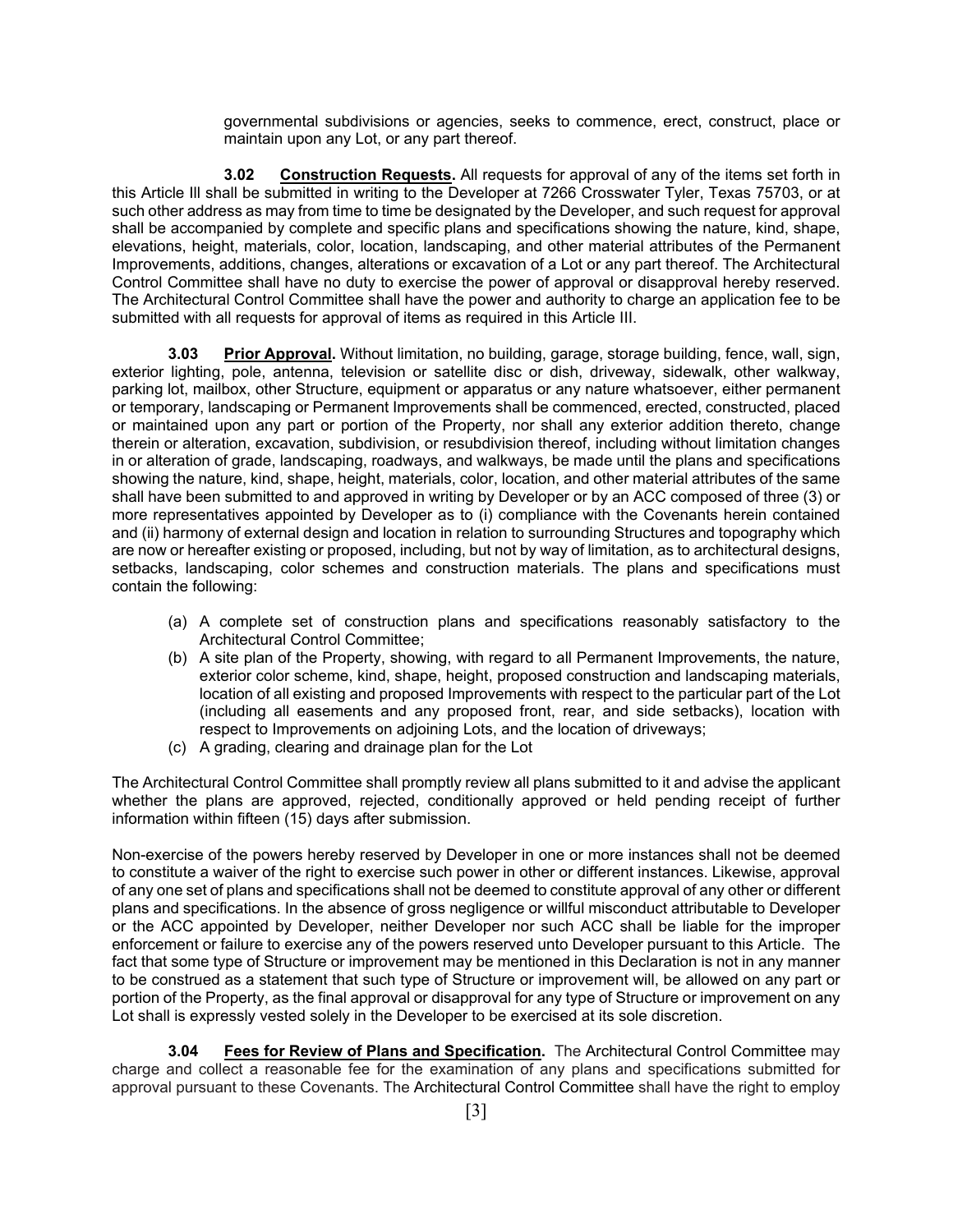governmental subdivisions or agencies, seeks to commence, erect, construct, place or maintain upon any Lot, or any part thereof.

**3.02 Construction Requests.** All requests for approval of any of the items set forth in this Article Ill shall be submitted in writing to the Developer at 7266 Crosswater Tyler, Texas 75703, or at such other address as may from time to time be designated by the Developer, and such request for approval shall be accompanied by complete and specific plans and specifications showing the nature, kind, shape, elevations, height, materials, color, location, landscaping, and other material attributes of the Permanent Improvements, additions, changes, alterations or excavation of a Lot or any part thereof. The Architectural Control Committee shall have no duty to exercise the power of approval or disapproval hereby reserved. The Architectural Control Committee shall have the power and authority to charge an application fee to be submitted with all requests for approval of items as required in this Article III.

**3.03 Prior Approval.** Without limitation, no building, garage, storage building, fence, wall, sign, exterior lighting, pole, antenna, television or satellite disc or dish, driveway, sidewalk, other walkway, parking lot, mailbox, other Structure, equipment or apparatus or any nature whatsoever, either permanent or temporary, landscaping or Permanent Improvements shall be commenced, erected, constructed, placed or maintained upon any part or portion of the Property, nor shall any exterior addition thereto, change therein or alteration, excavation, subdivision, or resubdivision thereof, including without limitation changes in or alteration of grade, landscaping, roadways, and walkways, be made until the plans and specifications showing the nature, kind, shape, height, materials, color, location, and other material attributes of the same shall have been submitted to and approved in writing by Developer or by an ACC composed of three (3) or more representatives appointed by Developer as to (i) compliance with the Covenants herein contained and (ii) harmony of external design and location in relation to surrounding Structures and topography which are now or hereafter existing or proposed, including, but not by way of limitation, as to architectural designs, setbacks, landscaping, color schemes and construction materials. The plans and specifications must contain the following:

(a) A complete set of construction plans and specifications reasonably satisfactory to the Architectural Control Committee;
(b) A site plan of the Property, showing, with regard to all Permanent Improvements, the nature, exterior color scheme, kind, shape, height, proposed construction and landscaping materials, location of all existing and proposed Improvements with respect to the particular part of the Lot (including all easements and any proposed front, rear, and side setbacks), location with respect to Improvements on adjoining Lots, and the location of driveways;
(c) A grading, clearing and drainage plan for the Lot

The Architectural Control Committee shall promptly review all plans submitted to it and advise the applicant whether the plans are approved, rejected, conditionally approved or held pending receipt of further information within fifteen (15) days after submission.

Non-exercise of the powers hereby reserved by Developer in one or more instances shall not be deemed to constitute a waiver of the right to exercise such power in other or different instances. Likewise, approval of any one set of plans and specifications shall not be deemed to constitute approval of any other or different plans and specifications. In the absence of gross negligence or willful misconduct attributable to Developer or the ACC appointed by Developer, neither Developer nor such ACC shall be liable for the improper enforcement or failure to exercise any of the powers reserved unto Developer pursuant to this Article. The fact that some type of Structure or improvement may be mentioned in this Declaration is not in any manner to be construed as a statement that such type of Structure or improvement will, be allowed on any part or portion of the Property, as the final approval or disapproval for any type of Structure or improvement on any Lot shall is expressly vested solely in the Developer to be exercised at its sole discretion.

**3.04 Fees for Review of Plans and Specification.** The Architectural Control Committee may charge and collect a reasonable fee for the examination of any plans and specifications submitted for approval pursuant to these Covenants. The Architectural Control Committee shall have the right to employ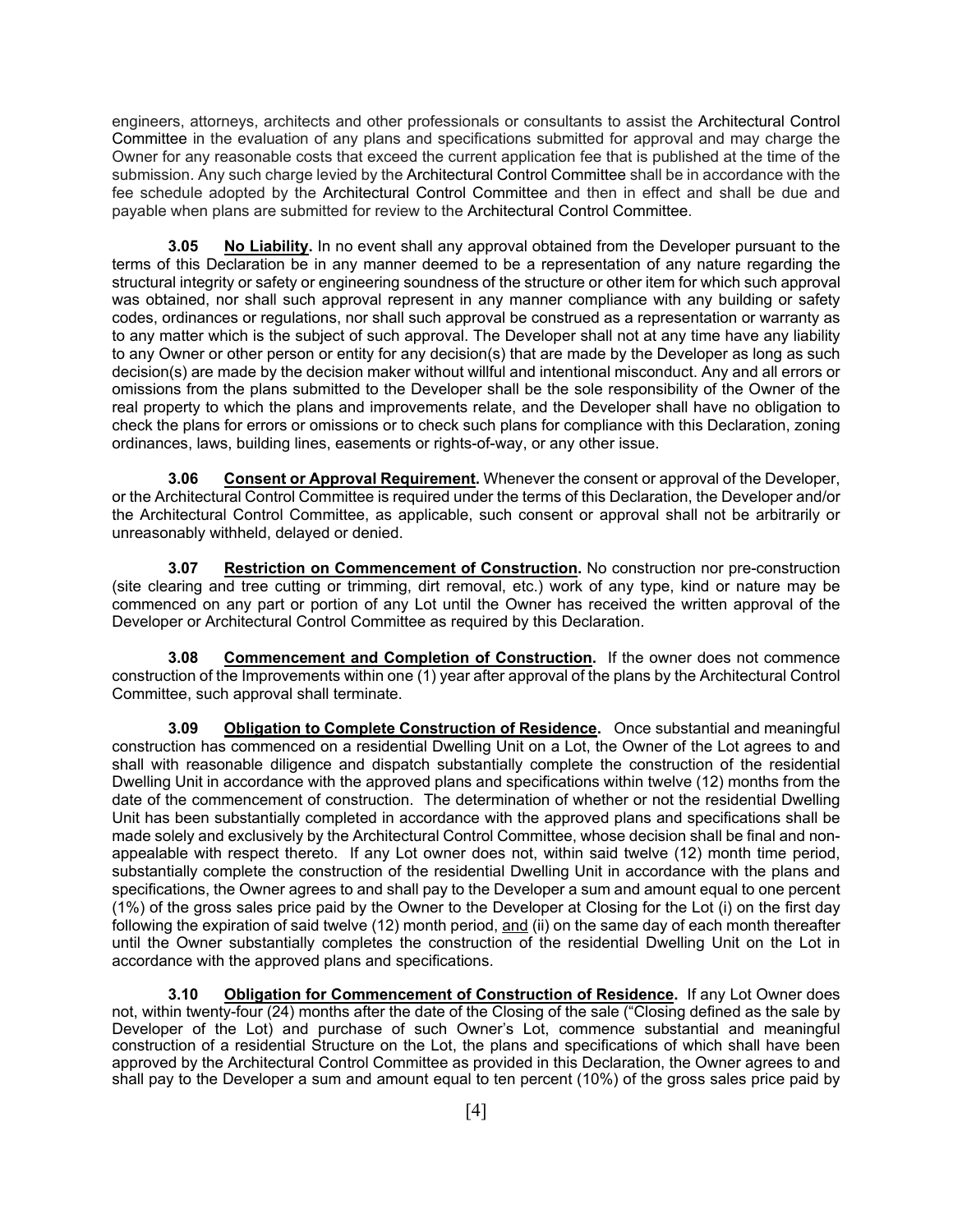engineers, attorneys, architects and other professionals or consultants to assist the Architectural Control Committee in the evaluation of any plans and specifications submitted for approval and may charge the Owner for any reasonable costs that exceed the current application fee that is published at the time of the submission. Any such charge levied by the Architectural Control Committee shall be in accordance with the fee schedule adopted by the Architectural Control Committee and then in effect and shall be due and payable when plans are submitted for review to the Architectural Control Committee.

**3.05** **No Liability.** In no event shall any approval obtained from the Developer pursuant to the terms of this Declaration be in any manner deemed to be a representation of any nature regarding the structural integrity or safety or engineering soundness of the structure or other item for which such approval was obtained, nor shall such approval represent in any manner compliance with any building or safety codes, ordinances or regulations, nor shall such approval be construed as a representation or warranty as to any matter which is the subject of such approval. The Developer shall not at any time have any liability to any Owner or other person or entity for any decision(s) that are made by the Developer as long as such decision(s) are made by the decision maker without willful and intentional misconduct. Any and all errors or omissions from the plans submitted to the Developer shall be the sole responsibility of the Owner of the real property to which the plans and improvements relate, and the Developer shall have no obligation to check the plans for errors or omissions or to check such plans for compliance with this Declaration, zoning ordinances, laws, building lines, easements or rights-of-way, or any other issue.

**3.06** **Consent or Approval Requirement.** Whenever the consent or approval of the Developer, or the Architectural Control Committee is required under the terms of this Declaration, the Developer and/or the Architectural Control Committee, as applicable, such consent or approval shall not be arbitrarily or unreasonably withheld, delayed or denied.

**3.07** **Restriction on Commencement of Construction.** No construction nor pre-construction (site clearing and tree cutting or trimming, dirt removal, etc.) work of any type, kind or nature may be commenced on any part or portion of any Lot until the Owner has received the written approval of the Developer or Architectural Control Committee as required by this Declaration.

**3.08** **Commencement and Completion of Construction.** If the owner does not commence construction of the Improvements within one (1) year after approval of the plans by the Architectural Control Committee, such approval shall terminate.

**3.09** **Obligation to Complete Construction of Residence.** Once substantial and meaningful construction has commenced on a residential Dwelling Unit on a Lot, the Owner of the Lot agrees to and shall with reasonable diligence and dispatch substantially complete the construction of the residential Dwelling Unit in accordance with the approved plans and specifications within twelve (12) months from the date of the commencement of construction. The determination of whether or not the residential Dwelling Unit has been substantially completed in accordance with the approved plans and specifications shall be made solely and exclusively by the Architectural Control Committee, whose decision shall be final and non-appealable with respect thereto. If any Lot owner does not, within said twelve (12) month time period, substantially complete the construction of the residential Dwelling Unit in accordance with the plans and specifications, the Owner agrees to and shall pay to the Developer a sum and amount equal to one percent (1%) of the gross sales price paid by the Owner to the Developer at Closing for the Lot (i) on the first day following the expiration of said twelve (12) month period, and (ii) on the same day of each month thereafter until the Owner substantially completes the construction of the residential Dwelling Unit on the Lot in accordance with the approved plans and specifications.

**3.10** **Obligation for Commencement of Construction of Residence.** If any Lot Owner does not, within twenty-four (24) months after the date of the Closing of the sale ("Closing defined as the sale by Developer of the Lot) and purchase of such Owner's Lot, commence substantial and meaningful construction of a residential Structure on the Lot, the plans and specifications of which shall have been approved by the Architectural Control Committee as provided in this Declaration, the Owner agrees to and shall pay to the Developer a sum and amount equal to ten percent (10%) of the gross sales price paid by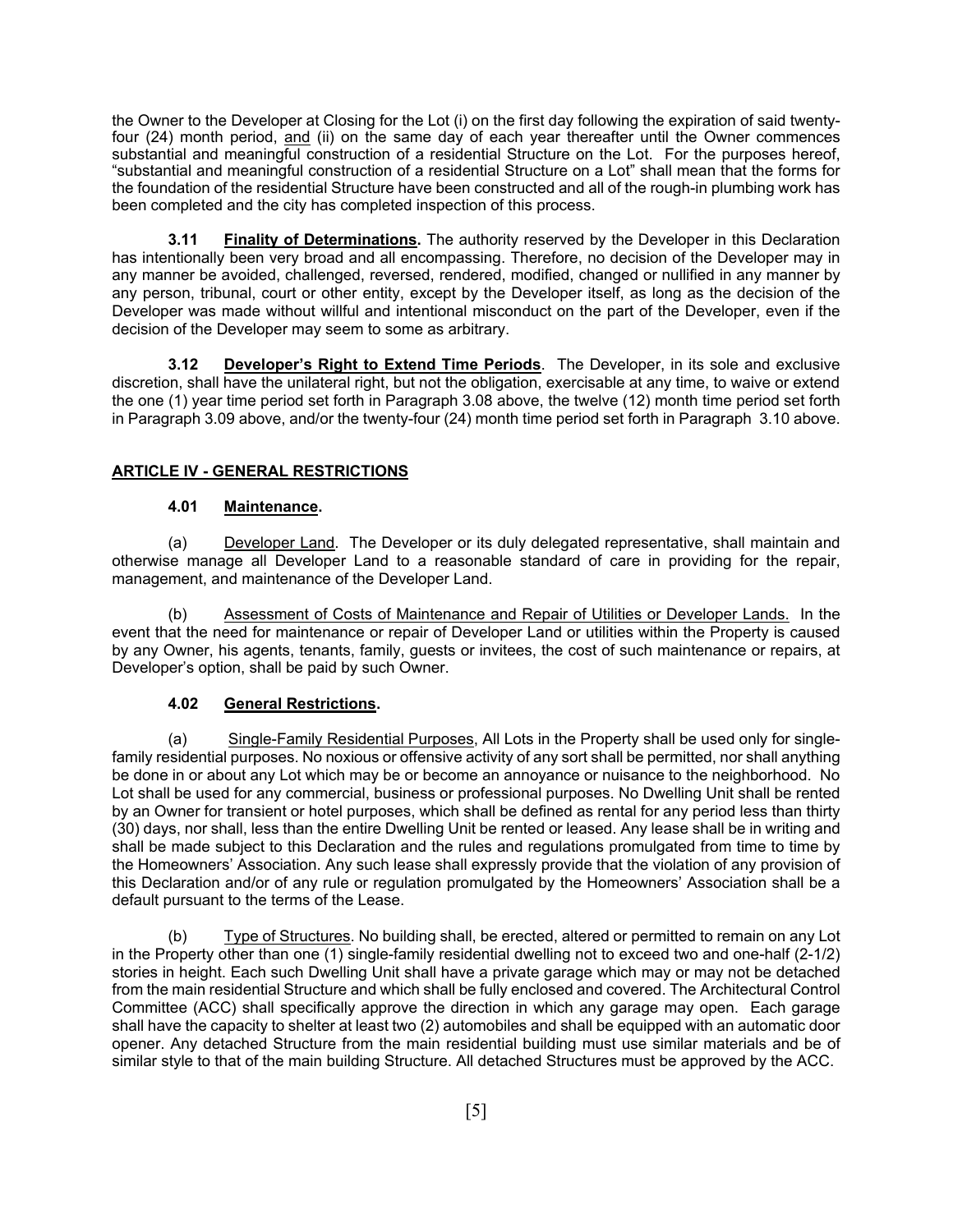the Owner to the Developer at Closing for the Lot (i) on the first day following the expiration of said twenty-four (24) month period, and (ii) on the same day of each year thereafter until the Owner commences substantial and meaningful construction of a residential Structure on the Lot. For the purposes hereof, "substantial and meaningful construction of a residential Structure on a Lot" shall mean that the forms for the foundation of the residential Structure have been constructed and all of the rough-in plumbing work has been completed and the city has completed inspection of this process.

**3.11 Finality of Determinations.** The authority reserved by the Developer in this Declaration has intentionally been very broad and all encompassing. Therefore, no decision of the Developer may in any manner be avoided, challenged, reversed, rendered, modified, changed or nullified in any manner by any person, tribunal, court or other entity, except by the Developer itself, as long as the decision of the Developer was made without willful and intentional misconduct on the part of the Developer, even if the decision of the Developer may seem to some as arbitrary.

**3.12 Developer's Right to Extend Time Periods**. The Developer, in its sole and exclusive discretion, shall have the unilateral right, but not the obligation, exercisable at any time, to waive or extend the one (1) year time period set forth in Paragraph 3.08 above, the twelve (12) month time period set forth in Paragraph 3.09 above, and/or the twenty-four (24) month time period set forth in Paragraph 3.10 above.

## ARTICLE IV - GENERAL RESTRICTIONS

### 4.01 Maintenance.

(a) Developer Land. The Developer or its duly delegated representative, shall maintain and otherwise manage all Developer Land to a reasonable standard of care in providing for the repair, management, and maintenance of the Developer Land.

(b) Assessment of Costs of Maintenance and Repair of Utilities or Developer Lands. In the event that the need for maintenance or repair of Developer Land or utilities within the Property is caused by any Owner, his agents, tenants, family, guests or invitees, the cost of such maintenance or repairs, at Developer's option, shall be paid by such Owner.

### 4.02 General Restrictions.

(a) Single-Family Residential Purposes, All Lots in the Property shall be used only for single-family residential purposes. No noxious or offensive activity of any sort shall be permitted, nor shall anything be done in or about any Lot which may be or become an annoyance or nuisance to the neighborhood. No Lot shall be used for any commercial, business or professional purposes. No Dwelling Unit shall be rented by an Owner for transient or hotel purposes, which shall be defined as rental for any period less than thirty (30) days, nor shall, less than the entire Dwelling Unit be rented or leased. Any lease shall be in writing and shall be made subject to this Declaration and the rules and regulations promulgated from time to time by the Homeowners' Association. Any such lease shall expressly provide that the violation of any provision of this Declaration and/or of any rule or regulation promulgated by the Homeowners' Association shall be a default pursuant to the terms of the Lease.

(b) Type of Structures. No building shall, be erected, altered or permitted to remain on any Lot in the Property other than one (1) single-family residential dwelling not to exceed two and one-half (2-1/2) stories in height. Each such Dwelling Unit shall have a private garage which may or may not be detached from the main residential Structure and which shall be fully enclosed and covered. The Architectural Control Committee (ACC) shall specifically approve the direction in which any garage may open. Each garage shall have the capacity to shelter at least two (2) automobiles and shall be equipped with an automatic door opener. Any detached Structure from the main residential building must use similar materials and be of similar style to that of the main building Structure. All detached Structures must be approved by the ACC.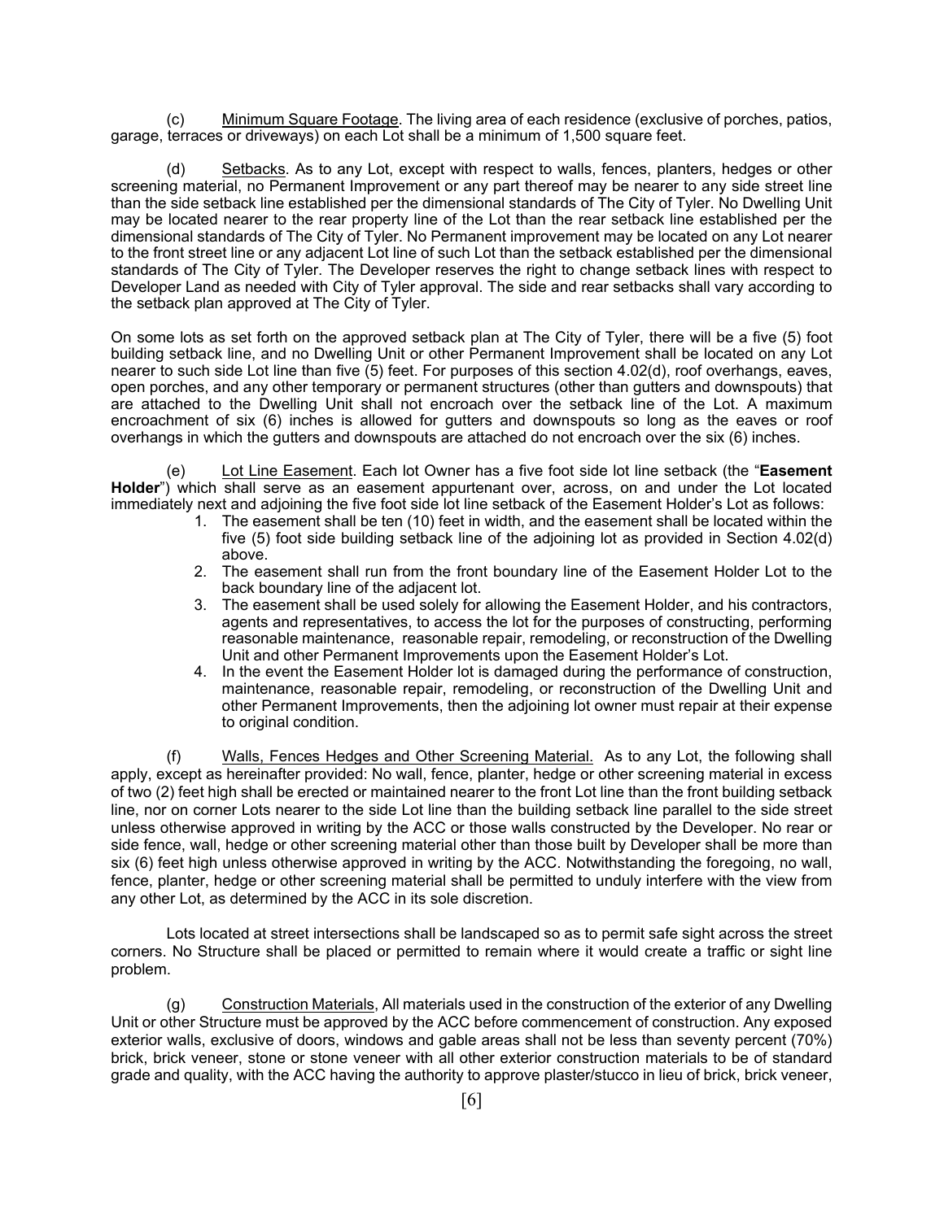(c) Minimum Square Footage. The living area of each residence (exclusive of porches, patios, garage, terraces or driveways) on each Lot shall be a minimum of 1,500 square feet.

(d) Setbacks. As to any Lot, except with respect to walls, fences, planters, hedges or other screening material, no Permanent Improvement or any part thereof may be nearer to any side street line than the side setback line established per the dimensional standards of The City of Tyler. No Dwelling Unit may be located nearer to the rear property line of the Lot than the rear setback line established per the dimensional standards of The City of Tyler. No Permanent improvement may be located on any Lot nearer to the front street line or any adjacent Lot line of such Lot than the setback established per the dimensional standards of The City of Tyler. The Developer reserves the right to change setback lines with respect to Developer Land as needed with City of Tyler approval. The side and rear setbacks shall vary according to the setback plan approved at The City of Tyler.

On some lots as set forth on the approved setback plan at The City of Tyler, there will be a five (5) foot building setback line, and no Dwelling Unit or other Permanent Improvement shall be located on any Lot nearer to such side Lot line than five (5) feet. For purposes of this section 4.02(d), roof overhangs, eaves, open porches, and any other temporary or permanent structures (other than gutters and downspouts) that are attached to the Dwelling Unit shall not encroach over the setback line of the Lot. A maximum encroachment of six (6) inches is allowed for gutters and downspouts so long as the eaves or roof overhangs in which the gutters and downspouts are attached do not encroach over the six (6) inches.

(e) Lot Line Easement. Each lot Owner has a five foot side lot line setback (the "**Easement Holder**") which shall serve as an easement appurtenant over, across, on and under the Lot located immediately next and adjoining the five foot side lot line setback of the Easement Holder's Lot as follows:

1. The easement shall be ten (10) feet in width, and the easement shall be located within the five (5) foot side building setback line of the adjoining lot as provided in Section 4.02(d) above.
2. The easement shall run from the front boundary line of the Easement Holder Lot to the back boundary line of the adjacent lot.
3. The easement shall be used solely for allowing the Easement Holder, and his contractors, agents and representatives, to access the lot for the purposes of constructing, performing reasonable maintenance, reasonable repair, remodeling, or reconstruction of the Dwelling Unit and other Permanent Improvements upon the Easement Holder's Lot.
4. In the event the Easement Holder lot is damaged during the performance of construction, maintenance, reasonable repair, remodeling, or reconstruction of the Dwelling Unit and other Permanent Improvements, then the adjoining lot owner must repair at their expense to original condition.

(f) Walls, Fences Hedges and Other Screening Material. As to any Lot, the following shall apply, except as hereinafter provided: No wall, fence, planter, hedge or other screening material in excess of two (2) feet high shall be erected or maintained nearer to the front Lot line than the front building setback line, nor on corner Lots nearer to the side Lot line than the building setback line parallel to the side street unless otherwise approved in writing by the ACC or those walls constructed by the Developer. No rear or side fence, wall, hedge or other screening material other than those built by Developer shall be more than six (6) feet high unless otherwise approved in writing by the ACC. Notwithstanding the foregoing, no wall, fence, planter, hedge or other screening material shall be permitted to unduly interfere with the view from any other Lot, as determined by the ACC in its sole discretion.

Lots located at street intersections shall be landscaped so as to permit safe sight across the street corners. No Structure shall be placed or permitted to remain where it would create a traffic or sight line problem.

(g) Construction Materials, All materials used in the construction of the exterior of any Dwelling Unit or other Structure must be approved by the ACC before commencement of construction. Any exposed exterior walls, exclusive of doors, windows and gable areas shall not be less than seventy percent (70%) brick, brick veneer, stone or stone veneer with all other exterior construction materials to be of standard grade and quality, with the ACC having the authority to approve plaster/stucco in lieu of brick, brick veneer,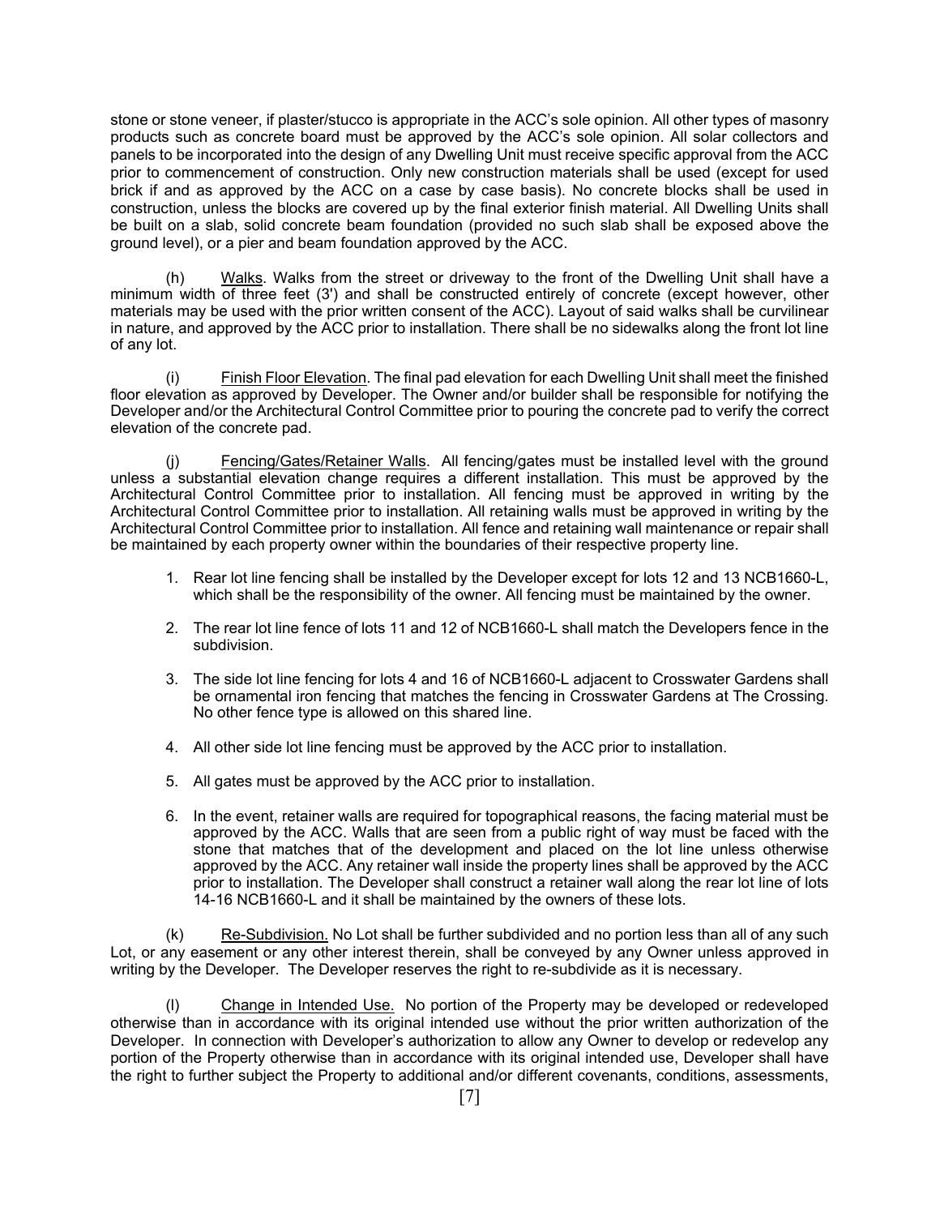stone or stone veneer, if plaster/stucco is appropriate in the ACC's sole opinion. All other types of masonry products such as concrete board must be approved by the ACC's sole opinion. All solar collectors and panels to be incorporated into the design of any Dwelling Unit must receive specific approval from the ACC prior to commencement of construction. Only new construction materials shall be used (except for used brick if and as approved by the ACC on a case by case basis). No concrete blocks shall be used in construction, unless the blocks are covered up by the final exterior finish material. All Dwelling Units shall be built on a slab, solid concrete beam foundation (provided no such slab shall be exposed above the ground level), or a pier and beam foundation approved by the ACC.

(h) Walks. Walks from the street or driveway to the front of the Dwelling Unit shall have a minimum width of three feet (3') and shall be constructed entirely of concrete (except however, other materials may be used with the prior written consent of the ACC). Layout of said walks shall be curvilinear in nature, and approved by the ACC prior to installation. There shall be no sidewalks along the front lot line of any lot.

(i) Finish Floor Elevation. The final pad elevation for each Dwelling Unit shall meet the finished floor elevation as approved by Developer. The Owner and/or builder shall be responsible for notifying the Developer and/or the Architectural Control Committee prior to pouring the concrete pad to verify the correct elevation of the concrete pad.

(j) Fencing/Gates/Retainer Walls. All fencing/gates must be installed level with the ground unless a substantial elevation change requires a different installation. This must be approved by the Architectural Control Committee prior to installation. All fencing must be approved in writing by the Architectural Control Committee prior to installation. All retaining walls must be approved in writing by the Architectural Control Committee prior to installation. All fence and retaining wall maintenance or repair shall be maintained by each property owner within the boundaries of their respective property line.

1. Rear lot line fencing shall be installed by the Developer except for lots 12 and 13 NCB1660-L, which shall be the responsibility of the owner. All fencing must be maintained by the owner.
2. The rear lot line fence of lots 11 and 12 of NCB1660-L shall match the Developers fence in the subdivision.
3. The side lot line fencing for lots 4 and 16 of NCB1660-L adjacent to Crosswater Gardens shall be ornamental iron fencing that matches the fencing in Crosswater Gardens at The Crossing. No other fence type is allowed on this shared line.
4. All other side lot line fencing must be approved by the ACC prior to installation.
5. All gates must be approved by the ACC prior to installation.
6. In the event, retainer walls are required for topographical reasons, the facing material must be approved by the ACC. Walls that are seen from a public right of way must be faced with the stone that matches that of the development and placed on the lot line unless otherwise approved by the ACC. Any retainer wall inside the property lines shall be approved by the ACC prior to installation. The Developer shall construct a retainer wall along the rear lot line of lots 14-16 NCB1660-L and it shall be maintained by the owners of these lots.

(k) Re-Subdivision. No Lot shall be further subdivided and no portion less than all of any such Lot, or any easement or any other interest therein, shall be conveyed by any Owner unless approved in writing by the Developer. The Developer reserves the right to re-subdivide as it is necessary.

(l) Change in Intended Use. No portion of the Property may be developed or redeveloped otherwise than in accordance with its original intended use without the prior written authorization of the Developer. In connection with Developer's authorization to allow any Owner to develop or redevelop any portion of the Property otherwise than in accordance with its original intended use, Developer shall have the right to further subject the Property to additional and/or different covenants, conditions, assessments,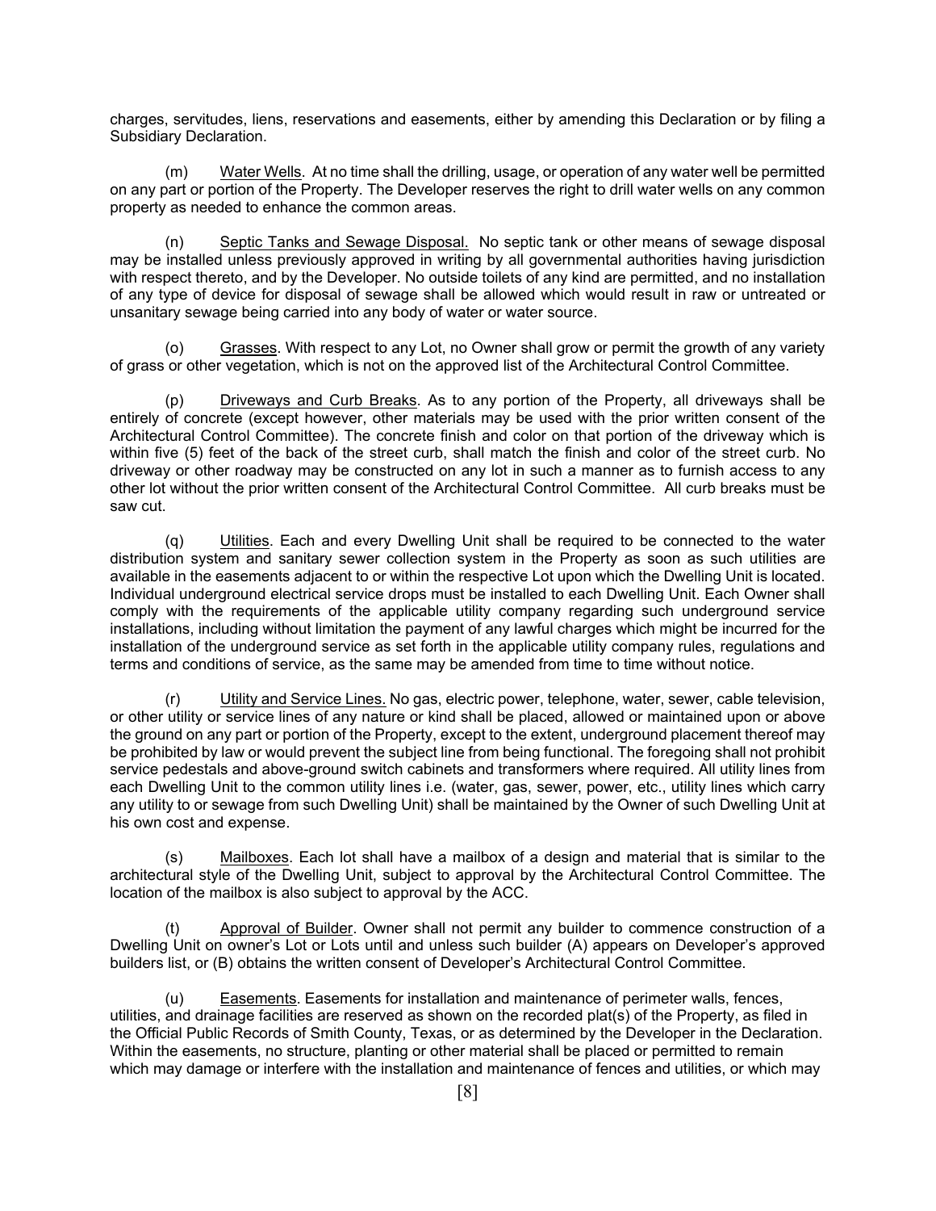charges, servitudes, liens, reservations and easements, either by amending this Declaration or by filing a Subsidiary Declaration.

(m) Water Wells. At no time shall the drilling, usage, or operation of any water well be permitted on any part or portion of the Property. The Developer reserves the right to drill water wells on any common property as needed to enhance the common areas.

(n) Septic Tanks and Sewage Disposal. No septic tank or other means of sewage disposal may be installed unless previously approved in writing by all governmental authorities having jurisdiction with respect thereto, and by the Developer. No outside toilets of any kind are permitted, and no installation of any type of device for disposal of sewage shall be allowed which would result in raw or untreated or unsanitary sewage being carried into any body of water or water source.

(o) Grasses. With respect to any Lot, no Owner shall grow or permit the growth of any variety of grass or other vegetation, which is not on the approved list of the Architectural Control Committee.

(p) Driveways and Curb Breaks. As to any portion of the Property, all driveways shall be entirely of concrete (except however, other materials may be used with the prior written consent of the Architectural Control Committee). The concrete finish and color on that portion of the driveway which is within five (5) feet of the back of the street curb, shall match the finish and color of the street curb. No driveway or other roadway may be constructed on any lot in such a manner as to furnish access to any other lot without the prior written consent of the Architectural Control Committee. All curb breaks must be saw cut.

(q) Utilities. Each and every Dwelling Unit shall be required to be connected to the water distribution system and sanitary sewer collection system in the Property as soon as such utilities are available in the easements adjacent to or within the respective Lot upon which the Dwelling Unit is located. Individual underground electrical service drops must be installed to each Dwelling Unit. Each Owner shall comply with the requirements of the applicable utility company regarding such underground service installations, including without limitation the payment of any lawful charges which might be incurred for the installation of the underground service as set forth in the applicable utility company rules, regulations and terms and conditions of service, as the same may be amended from time to time without notice.

(r) Utility and Service Lines. No gas, electric power, telephone, water, sewer, cable television, or other utility or service lines of any nature or kind shall be placed, allowed or maintained upon or above the ground on any part or portion of the Property, except to the extent, underground placement thereof may be prohibited by law or would prevent the subject line from being functional. The foregoing shall not prohibit service pedestals and above-ground switch cabinets and transformers where required. All utility lines from each Dwelling Unit to the common utility lines i.e. (water, gas, sewer, power, etc., utility lines which carry any utility to or sewage from such Dwelling Unit) shall be maintained by the Owner of such Dwelling Unit at his own cost and expense.

(s) Mailboxes. Each lot shall have a mailbox of a design and material that is similar to the architectural style of the Dwelling Unit, subject to approval by the Architectural Control Committee. The location of the mailbox is also subject to approval by the ACC.

(t) Approval of Builder. Owner shall not permit any builder to commence construction of a Dwelling Unit on owner's Lot or Lots until and unless such builder (A) appears on Developer's approved builders list, or (B) obtains the written consent of Developer's Architectural Control Committee.

(u) Easements. Easements for installation and maintenance of perimeter walls, fences, utilities, and drainage facilities are reserved as shown on the recorded plat(s) of the Property, as filed in the Official Public Records of Smith County, Texas, or as determined by the Developer in the Declaration. Within the easements, no structure, planting or other material shall be placed or permitted to remain which may damage or interfere with the installation and maintenance of fences and utilities, or which may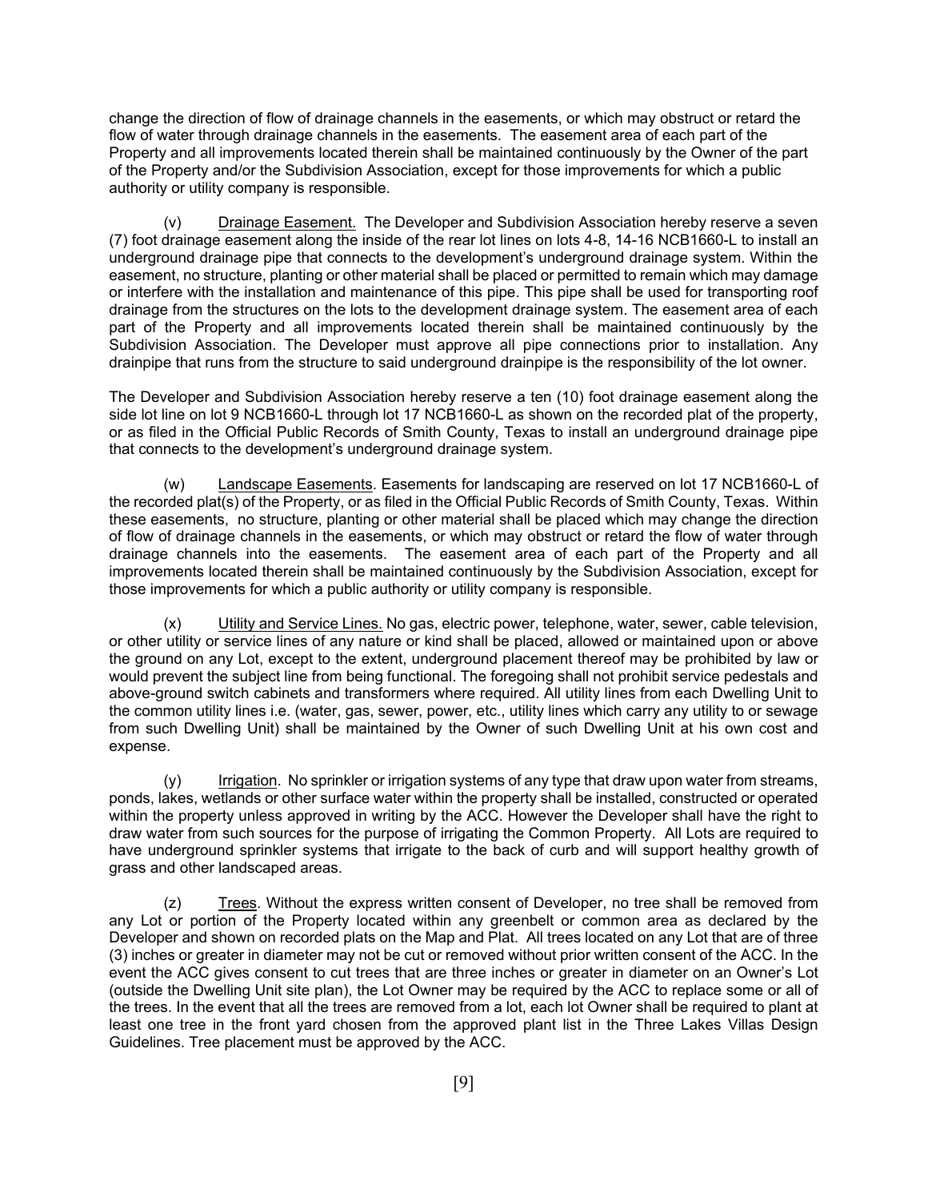change the direction of flow of drainage channels in the easements, or which may obstruct or retard the flow of water through drainage channels in the easements. The easement area of each part of the Property and all improvements located therein shall be maintained continuously by the Owner of the part of the Property and/or the Subdivision Association, except for those improvements for which a public authority or utility company is responsible.

(v) Drainage Easement. The Developer and Subdivision Association hereby reserve a seven (7) foot drainage easement along the inside of the rear lot lines on lots 4-8, 14-16 NCB1660-L to install an underground drainage pipe that connects to the development's underground drainage system. Within the easement, no structure, planting or other material shall be placed or permitted to remain which may damage or interfere with the installation and maintenance of this pipe. This pipe shall be used for transporting roof drainage from the structures on the lots to the development drainage system. The easement area of each part of the Property and all improvements located therein shall be maintained continuously by the Subdivision Association. The Developer must approve all pipe connections prior to installation. Any drainpipe that runs from the structure to said underground drainpipe is the responsibility of the lot owner.

The Developer and Subdivision Association hereby reserve a ten (10) foot drainage easement along the side lot line on lot 9 NCB1660-L through lot 17 NCB1660-L as shown on the recorded plat of the property, or as filed in the Official Public Records of Smith County, Texas to install an underground drainage pipe that connects to the development's underground drainage system.

(w) Landscape Easements. Easements for landscaping are reserved on lot 17 NCB1660-L of the recorded plat(s) of the Property, or as filed in the Official Public Records of Smith County, Texas. Within these easements, no structure, planting or other material shall be placed which may change the direction of flow of drainage channels in the easements, or which may obstruct or retard the flow of water through drainage channels into the easements. The easement area of each part of the Property and all improvements located therein shall be maintained continuously by the Subdivision Association, except for those improvements for which a public authority or utility company is responsible.

(x) Utility and Service Lines. No gas, electric power, telephone, water, sewer, cable television, or other utility or service lines of any nature or kind shall be placed, allowed or maintained upon or above the ground on any Lot, except to the extent, underground placement thereof may be prohibited by law or would prevent the subject line from being functional. The foregoing shall not prohibit service pedestals and above-ground switch cabinets and transformers where required. All utility lines from each Dwelling Unit to the common utility lines i.e. (water, gas, sewer, power, etc., utility lines which carry any utility to or sewage from such Dwelling Unit) shall be maintained by the Owner of such Dwelling Unit at his own cost and expense.

(y) Irrigation. No sprinkler or irrigation systems of any type that draw upon water from streams, ponds, lakes, wetlands or other surface water within the property shall be installed, constructed or operated within the property unless approved in writing by the ACC. However the Developer shall have the right to draw water from such sources for the purpose of irrigating the Common Property. All Lots are required to have underground sprinkler systems that irrigate to the back of curb and will support healthy growth of grass and other landscaped areas.

(z) Trees. Without the express written consent of Developer, no tree shall be removed from any Lot or portion of the Property located within any greenbelt or common area as declared by the Developer and shown on recorded plats on the Map and Plat. All trees located on any Lot that are of three (3) inches or greater in diameter may not be cut or removed without prior written consent of the ACC. In the event the ACC gives consent to cut trees that are three inches or greater in diameter on an Owner's Lot (outside the Dwelling Unit site plan), the Lot Owner may be required by the ACC to replace some or all of the trees. In the event that all the trees are removed from a lot, each lot Owner shall be required to plant at least one tree in the front yard chosen from the approved plant list in the Three Lakes Villas Design Guidelines. Tree placement must be approved by the ACC.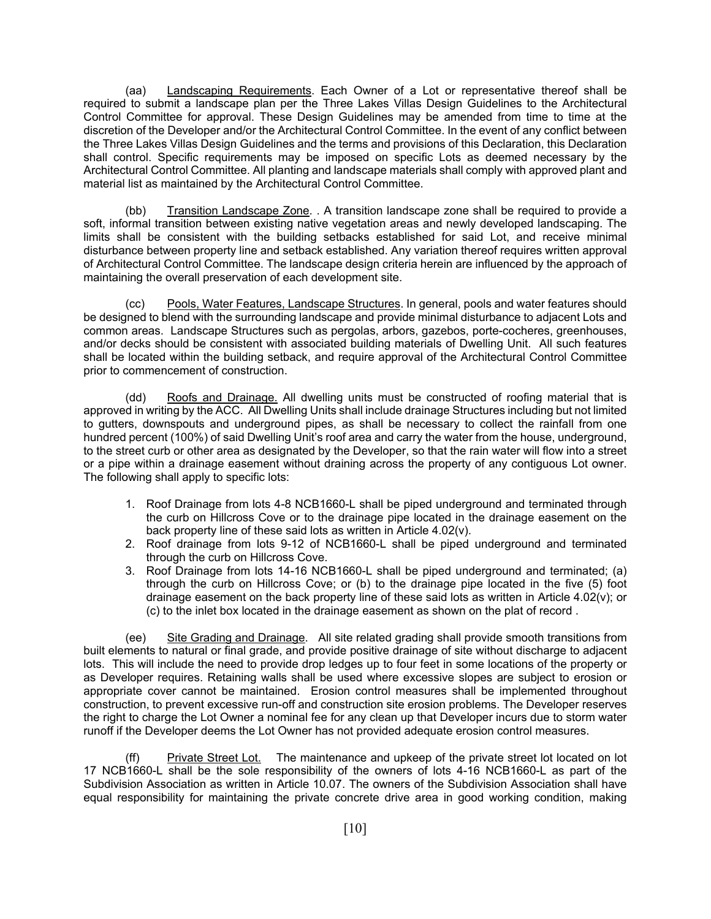(aa) Landscaping Requirements. Each Owner of a Lot or representative thereof shall be required to submit a landscape plan per the Three Lakes Villas Design Guidelines to the Architectural Control Committee for approval. These Design Guidelines may be amended from time to time at the discretion of the Developer and/or the Architectural Control Committee. In the event of any conflict between the Three Lakes Villas Design Guidelines and the terms and provisions of this Declaration, this Declaration shall control. Specific requirements may be imposed on specific Lots as deemed necessary by the Architectural Control Committee. All planting and landscape materials shall comply with approved plant and material list as maintained by the Architectural Control Committee.

(bb) Transition Landscape Zone. . A transition landscape zone shall be required to provide a soft, informal transition between existing native vegetation areas and newly developed landscaping. The limits shall be consistent with the building setbacks established for said Lot, and receive minimal disturbance between property line and setback established. Any variation thereof requires written approval of Architectural Control Committee. The landscape design criteria herein are influenced by the approach of maintaining the overall preservation of each development site.

(cc) Pools, Water Features, Landscape Structures. In general, pools and water features should be designed to blend with the surrounding landscape and provide minimal disturbance to adjacent Lots and common areas. Landscape Structures such as pergolas, arbors, gazebos, porte-cocheres, greenhouses, and/or decks should be consistent with associated building materials of Dwelling Unit. All such features shall be located within the building setback, and require approval of the Architectural Control Committee prior to commencement of construction.

(dd) Roofs and Drainage. All dwelling units must be constructed of roofing material that is approved in writing by the ACC. All Dwelling Units shall include drainage Structures including but not limited to gutters, downspouts and underground pipes, as shall be necessary to collect the rainfall from one hundred percent (100%) of said Dwelling Unit's roof area and carry the water from the house, underground, to the street curb or other area as designated by the Developer, so that the rain water will flow into a street or a pipe within a drainage easement without draining across the property of any contiguous Lot owner. The following shall apply to specific lots:

1. Roof Drainage from lots 4-8 NCB1660-L shall be piped underground and terminated through the curb on Hillcross Cove or to the drainage pipe located in the drainage easement on the back property line of these said lots as written in Article 4.02(v).
2. Roof drainage from lots 9-12 of NCB1660-L shall be piped underground and terminated through the curb on Hillcross Cove.
3. Roof Drainage from lots 14-16 NCB1660-L shall be piped underground and terminated; (a) through the curb on Hillcross Cove; or (b) to the drainage pipe located in the five (5) foot drainage easement on the back property line of these said lots as written in Article 4.02(v); or (c) to the inlet box located in the drainage easement as shown on the plat of record .

(ee) Site Grading and Drainage. All site related grading shall provide smooth transitions from built elements to natural or final grade, and provide positive drainage of site without discharge to adjacent lots. This will include the need to provide drop ledges up to four feet in some locations of the property or as Developer requires. Retaining walls shall be used where excessive slopes are subject to erosion or appropriate cover cannot be maintained. Erosion control measures shall be implemented throughout construction, to prevent excessive run-off and construction site erosion problems. The Developer reserves the right to charge the Lot Owner a nominal fee for any clean up that Developer incurs due to storm water runoff if the Developer deems the Lot Owner has not provided adequate erosion control measures.

(ff) Private Street Lot. The maintenance and upkeep of the private street lot located on lot 17 NCB1660-L shall be the sole responsibility of the owners of lots 4-16 NCB1660-L as part of the Subdivision Association as written in Article 10.07. The owners of the Subdivision Association shall have equal responsibility for maintaining the private concrete drive area in good working condition, making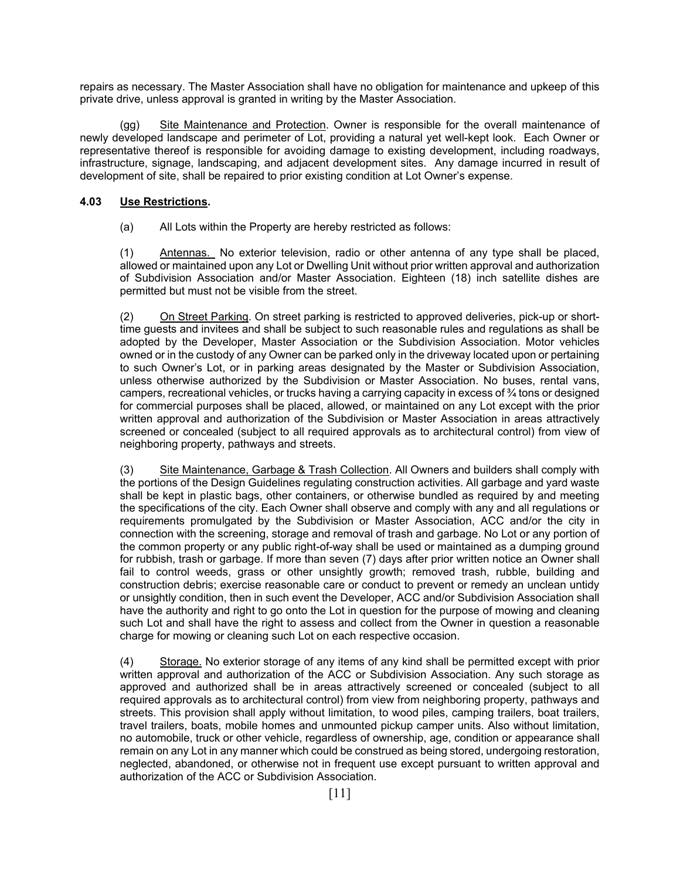repairs as necessary. The Master Association shall have no obligation for maintenance and upkeep of this private drive, unless approval is granted in writing by the Master Association.

(gg) Site Maintenance and Protection. Owner is responsible for the overall maintenance of newly developed landscape and perimeter of Lot, providing a natural yet well-kept look. Each Owner or representative thereof is responsible for avoiding damage to existing development, including roadways, infrastructure, signage, landscaping, and adjacent development sites. Any damage incurred in result of development of site, shall be repaired to prior existing condition at Lot Owner's expense.

**4.03 Use Restrictions.**

(a) All Lots within the Property are hereby restricted as follows:

(1) Antennas. No exterior television, radio or other antenna of any type shall be placed, allowed or maintained upon any Lot or Dwelling Unit without prior written approval and authorization of Subdivision Association and/or Master Association. Eighteen (18) inch satellite dishes are permitted but must not be visible from the street.

(2) On Street Parking. On street parking is restricted to approved deliveries, pick-up or short-time guests and invitees and shall be subject to such reasonable rules and regulations as shall be adopted by the Developer, Master Association or the Subdivision Association. Motor vehicles owned or in the custody of any Owner can be parked only in the driveway located upon or pertaining to such Owner's Lot, or in parking areas designated by the Master or Subdivision Association, unless otherwise authorized by the Subdivision or Master Association. No buses, rental vans, campers, recreational vehicles, or trucks having a carrying capacity in excess of ¾ tons or designed for commercial purposes shall be placed, allowed, or maintained on any Lot except with the prior written approval and authorization of the Subdivision or Master Association in areas attractively screened or concealed (subject to all required approvals as to architectural control) from view of neighboring property, pathways and streets.

(3) Site Maintenance, Garbage & Trash Collection. All Owners and builders shall comply with the portions of the Design Guidelines regulating construction activities. All garbage and yard waste shall be kept in plastic bags, other containers, or otherwise bundled as required by and meeting the specifications of the city. Each Owner shall observe and comply with any and all regulations or requirements promulgated by the Subdivision or Master Association, ACC and/or the city in connection with the screening, storage and removal of trash and garbage. No Lot or any portion of the common property or any public right-of-way shall be used or maintained as a dumping ground for rubbish, trash or garbage. If more than seven (7) days after prior written notice an Owner shall fail to control weeds, grass or other unsightly growth; removed trash, rubble, building and construction debris; exercise reasonable care or conduct to prevent or remedy an unclean untidy or unsightly condition, then in such event the Developer, ACC and/or Subdivision Association shall have the authority and right to go onto the Lot in question for the purpose of mowing and cleaning such Lot and shall have the right to assess and collect from the Owner in question a reasonable charge for mowing or cleaning such Lot on each respective occasion.

(4) Storage. No exterior storage of any items of any kind shall be permitted except with prior written approval and authorization of the ACC or Subdivision Association. Any such storage as approved and authorized shall be in areas attractively screened or concealed (subject to all required approvals as to architectural control) from view from neighboring property, pathways and streets. This provision shall apply without limitation, to wood piles, camping trailers, boat trailers, travel trailers, boats, mobile homes and unmounted pickup camper units. Also without limitation, no automobile, truck or other vehicle, regardless of ownership, age, condition or appearance shall remain on any Lot in any manner which could be construed as being stored, undergoing restoration, neglected, abandoned, or otherwise not in frequent use except pursuant to written approval and authorization of the ACC or Subdivision Association.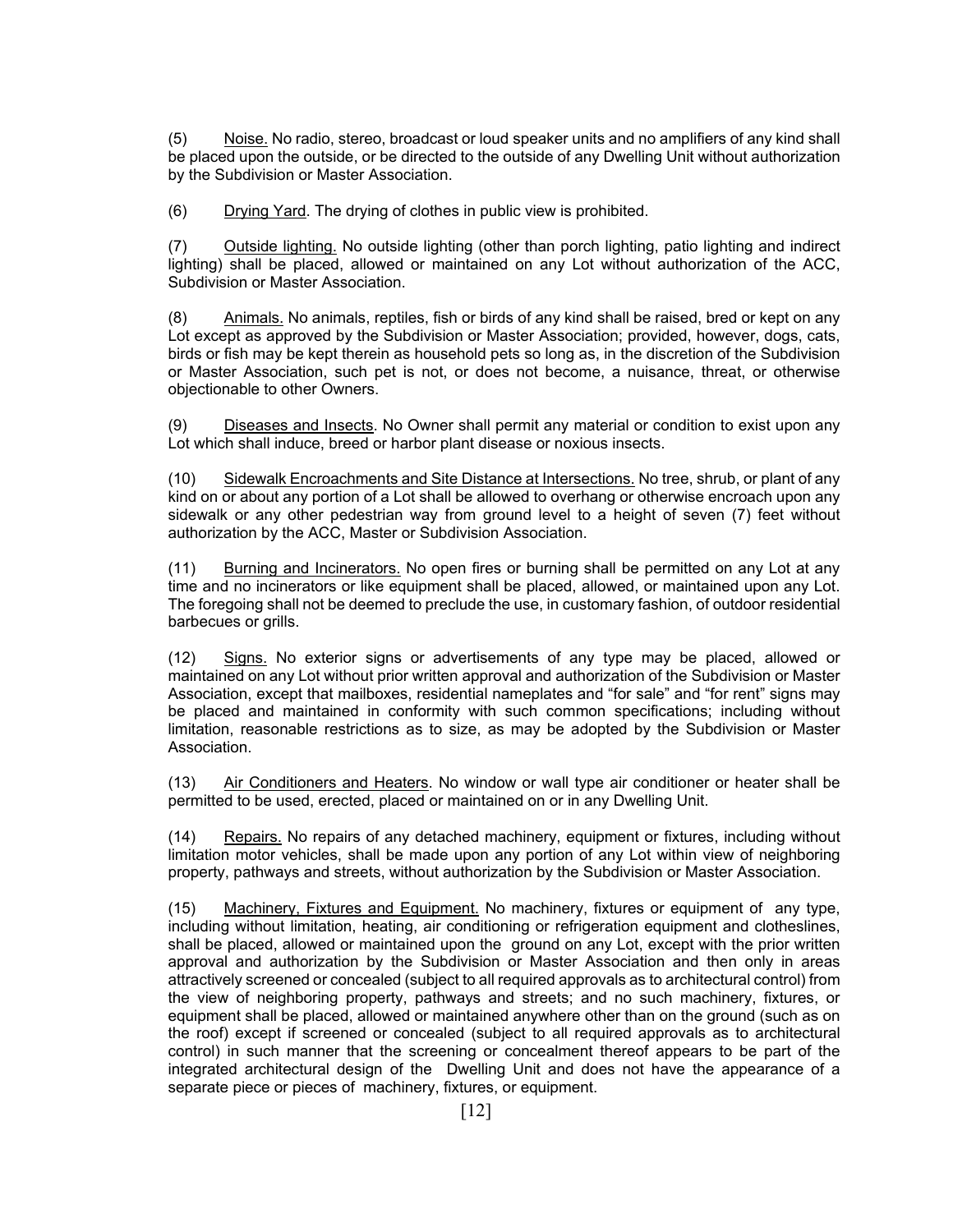(5) Noise. No radio, stereo, broadcast or loud speaker units and no amplifiers of any kind shall be placed upon the outside, or be directed to the outside of any Dwelling Unit without authorization by the Subdivision or Master Association.

(6) Drying Yard. The drying of clothes in public view is prohibited.

(7) Outside lighting. No outside lighting (other than porch lighting, patio lighting and indirect lighting) shall be placed, allowed or maintained on any Lot without authorization of the ACC, Subdivision or Master Association.

(8) Animals. No animals, reptiles, fish or birds of any kind shall be raised, bred or kept on any Lot except as approved by the Subdivision or Master Association; provided, however, dogs, cats, birds or fish may be kept therein as household pets so long as, in the discretion of the Subdivision or Master Association, such pet is not, or does not become, a nuisance, threat, or otherwise objectionable to other Owners.

(9) Diseases and Insects. No Owner shall permit any material or condition to exist upon any Lot which shall induce, breed or harbor plant disease or noxious insects.

(10) Sidewalk Encroachments and Site Distance at Intersections. No tree, shrub, or plant of any kind on or about any portion of a Lot shall be allowed to overhang or otherwise encroach upon any sidewalk or any other pedestrian way from ground level to a height of seven (7) feet without authorization by the ACC, Master or Subdivision Association.

(11) Burning and Incinerators. No open fires or burning shall be permitted on any Lot at any time and no incinerators or like equipment shall be placed, allowed, or maintained upon any Lot. The foregoing shall not be deemed to preclude the use, in customary fashion, of outdoor residential barbecues or grills.

(12) Signs. No exterior signs or advertisements of any type may be placed, allowed or maintained on any Lot without prior written approval and authorization of the Subdivision or Master Association, except that mailboxes, residential nameplates and "for sale" and "for rent" signs may be placed and maintained in conformity with such common specifications; including without limitation, reasonable restrictions as to size, as may be adopted by the Subdivision or Master Association.

(13) Air Conditioners and Heaters. No window or wall type air conditioner or heater shall be permitted to be used, erected, placed or maintained on or in any Dwelling Unit.

(14) Repairs. No repairs of any detached machinery, equipment or fixtures, including without limitation motor vehicles, shall be made upon any portion of any Lot within view of neighboring property, pathways and streets, without authorization by the Subdivision or Master Association.

(15) Machinery, Fixtures and Equipment. No machinery, fixtures or equipment of any type, including without limitation, heating, air conditioning or refrigeration equipment and clotheslines, shall be placed, allowed or maintained upon the ground on any Lot, except with the prior written approval and authorization by the Subdivision or Master Association and then only in areas attractively screened or concealed (subject to all required approvals as to architectural control) from the view of neighboring property, pathways and streets; and no such machinery, fixtures, or equipment shall be placed, allowed or maintained anywhere other than on the ground (such as on the roof) except if screened or concealed (subject to all required approvals as to architectural control) in such manner that the screening or concealment thereof appears to be part of the integrated architectural design of the Dwelling Unit and does not have the appearance of a separate piece or pieces of machinery, fixtures, or equipment.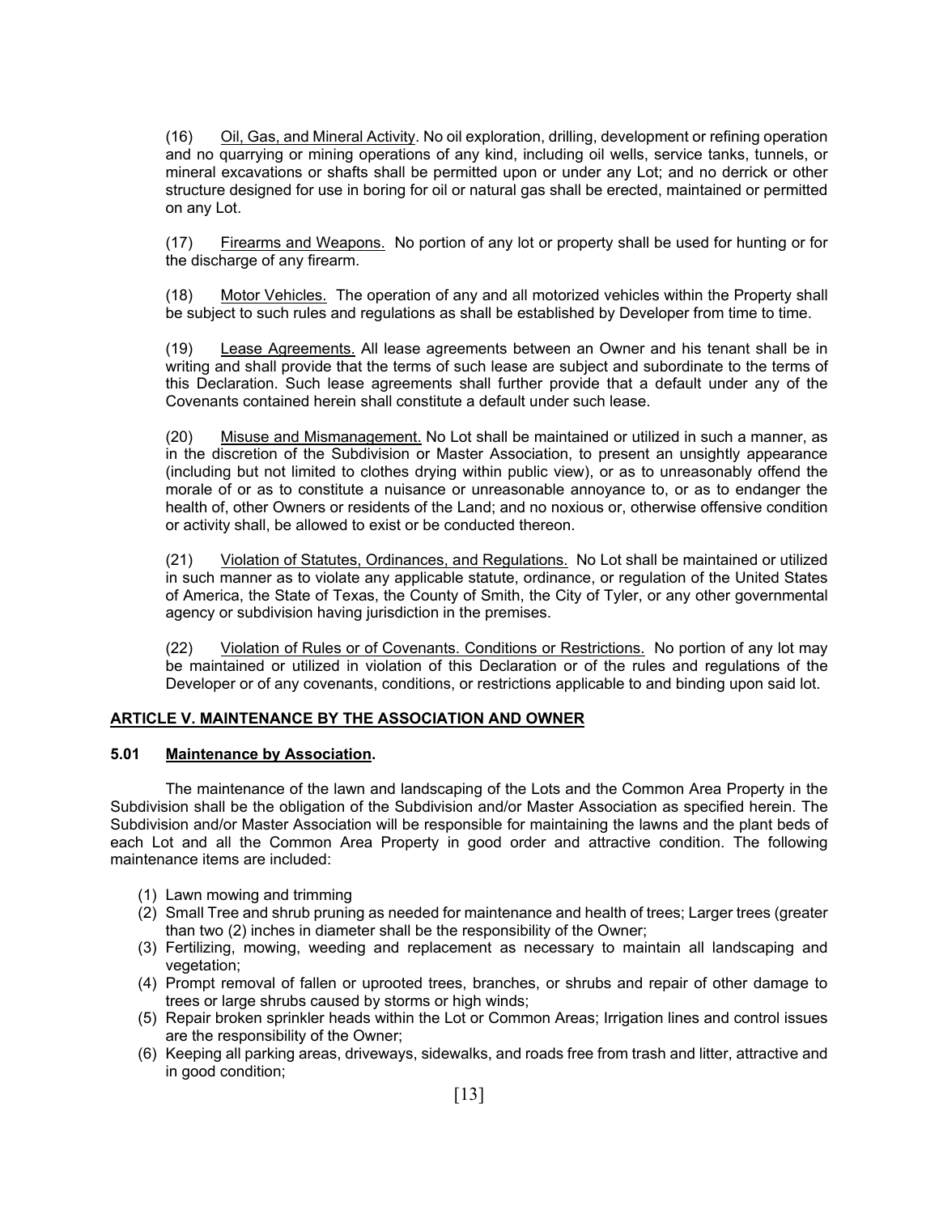(16) Oil, Gas, and Mineral Activity. No oil exploration, drilling, development or refining operation and no quarrying or mining operations of any kind, including oil wells, service tanks, tunnels, or mineral excavations or shafts shall be permitted upon or under any Lot; and no derrick or other structure designed for use in boring for oil or natural gas shall be erected, maintained or permitted on any Lot.

(17) Firearms and Weapons. No portion of any lot or property shall be used for hunting or for the discharge of any firearm.

(18) Motor Vehicles. The operation of any and all motorized vehicles within the Property shall be subject to such rules and regulations as shall be established by Developer from time to time.

(19) Lease Agreements. All lease agreements between an Owner and his tenant shall be in writing and shall provide that the terms of such lease are subject and subordinate to the terms of this Declaration. Such lease agreements shall further provide that a default under any of the Covenants contained herein shall constitute a default under such lease.

(20) Misuse and Mismanagement. No Lot shall be maintained or utilized in such a manner, as in the discretion of the Subdivision or Master Association, to present an unsightly appearance (including but not limited to clothes drying within public view), or as to unreasonably offend the morale of or as to constitute a nuisance or unreasonable annoyance to, or as to endanger the health of, other Owners or residents of the Land; and no noxious or, otherwise offensive condition or activity shall, be allowed to exist or be conducted thereon.

(21) Violation of Statutes, Ordinances, and Regulations. No Lot shall be maintained or utilized in such manner as to violate any applicable statute, ordinance, or regulation of the United States of America, the State of Texas, the County of Smith, the City of Tyler, or any other governmental agency or subdivision having jurisdiction in the premises.

(22) Violation of Rules or of Covenants. Conditions or Restrictions. No portion of any lot may be maintained or utilized in violation of this Declaration or of the rules and regulations of the Developer or of any covenants, conditions, or restrictions applicable to and binding upon said lot.

## ARTICLE V. MAINTENANCE BY THE ASSOCIATION AND OWNER

### 5.01 Maintenance by Association.

The maintenance of the lawn and landscaping of the Lots and the Common Area Property in the Subdivision shall be the obligation of the Subdivision and/or Master Association as specified herein. The Subdivision and/or Master Association will be responsible for maintaining the lawns and the plant beds of each Lot and all the Common Area Property in good order and attractive condition. The following maintenance items are included:

(1) Lawn mowing and trimming
(2) Small Tree and shrub pruning as needed for maintenance and health of trees; Larger trees (greater than two (2) inches in diameter shall be the responsibility of the Owner;
(3) Fertilizing, mowing, weeding and replacement as necessary to maintain all landscaping and vegetation;
(4) Prompt removal of fallen or uprooted trees, branches, or shrubs and repair of other damage to trees or large shrubs caused by storms or high winds;
(5) Repair broken sprinkler heads within the Lot or Common Areas; Irrigation lines and control issues are the responsibility of the Owner;
(6) Keeping all parking areas, driveways, sidewalks, and roads free from trash and litter, attractive and in good condition;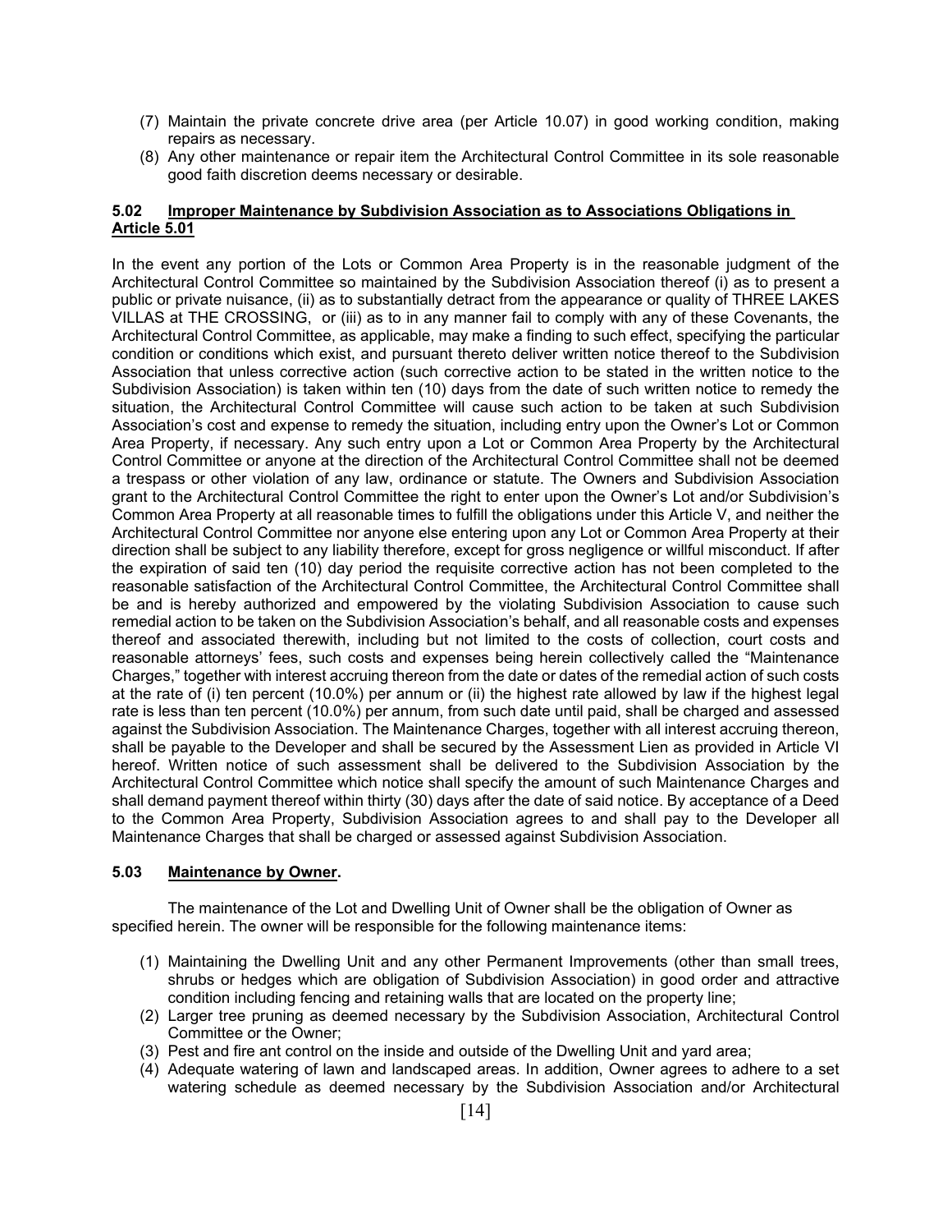(7) Maintain the private concrete drive area (per Article 10.07) in good working condition, making repairs as necessary.
(8) Any other maintenance or repair item the Architectural Control Committee in its sole reasonable good faith discretion deems necessary or desirable.

### 5.02 Improper Maintenance by Subdivision Association as to Associations Obligations in Article 5.01

In the event any portion of the Lots or Common Area Property is in the reasonable judgment of the Architectural Control Committee so maintained by the Subdivision Association thereof (i) as to present a public or private nuisance, (ii) as to substantially detract from the appearance or quality of THREE LAKES VILLAS at THE CROSSING, or (iii) as to in any manner fail to comply with any of these Covenants, the Architectural Control Committee, as applicable, may make a finding to such effect, specifying the particular condition or conditions which exist, and pursuant thereto deliver written notice thereof to the Subdivision Association that unless corrective action (such corrective action to be stated in the written notice to the Subdivision Association) is taken within ten (10) days from the date of such written notice to remedy the situation, the Architectural Control Committee will cause such action to be taken at such Subdivision Association's cost and expense to remedy the situation, including entry upon the Owner's Lot or Common Area Property, if necessary. Any such entry upon a Lot or Common Area Property by the Architectural Control Committee or anyone at the direction of the Architectural Control Committee shall not be deemed a trespass or other violation of any law, ordinance or statute. The Owners and Subdivision Association grant to the Architectural Control Committee the right to enter upon the Owner's Lot and/or Subdivision's Common Area Property at all reasonable times to fulfill the obligations under this Article V, and neither the Architectural Control Committee nor anyone else entering upon any Lot or Common Area Property at their direction shall be subject to any liability therefore, except for gross negligence or willful misconduct. If after the expiration of said ten (10) day period the requisite corrective action has not been completed to the reasonable satisfaction of the Architectural Control Committee, the Architectural Control Committee shall be and is hereby authorized and empowered by the violating Subdivision Association to cause such remedial action to be taken on the Subdivision Association's behalf, and all reasonable costs and expenses thereof and associated therewith, including but not limited to the costs of collection, court costs and reasonable attorneys' fees, such costs and expenses being herein collectively called the "Maintenance Charges," together with interest accruing thereon from the date or dates of the remedial action of such costs at the rate of (i) ten percent (10.0%) per annum or (ii) the highest rate allowed by law if the highest legal rate is less than ten percent (10.0%) per annum, from such date until paid, shall be charged and assessed against the Subdivision Association. The Maintenance Charges, together with all interest accruing thereon, shall be payable to the Developer and shall be secured by the Assessment Lien as provided in Article VI hereof. Written notice of such assessment shall be delivered to the Subdivision Association by the Architectural Control Committee which notice shall specify the amount of such Maintenance Charges and shall demand payment thereof within thirty (30) days after the date of said notice. By acceptance of a Deed to the Common Area Property, Subdivision Association agrees to and shall pay to the Developer all Maintenance Charges that shall be charged or assessed against Subdivision Association.

### 5.03 Maintenance by Owner.

The maintenance of the Lot and Dwelling Unit of Owner shall be the obligation of Owner as specified herein. The owner will be responsible for the following maintenance items:

(1) Maintaining the Dwelling Unit and any other Permanent Improvements (other than small trees, shrubs or hedges which are obligation of Subdivision Association) in good order and attractive condition including fencing and retaining walls that are located on the property line;
(2) Larger tree pruning as deemed necessary by the Subdivision Association, Architectural Control Committee or the Owner;
(3) Pest and fire ant control on the inside and outside of the Dwelling Unit and yard area;
(4) Adequate watering of lawn and landscaped areas. In addition, Owner agrees to adhere to a set watering schedule as deemed necessary by the Subdivision Association and/or Architectural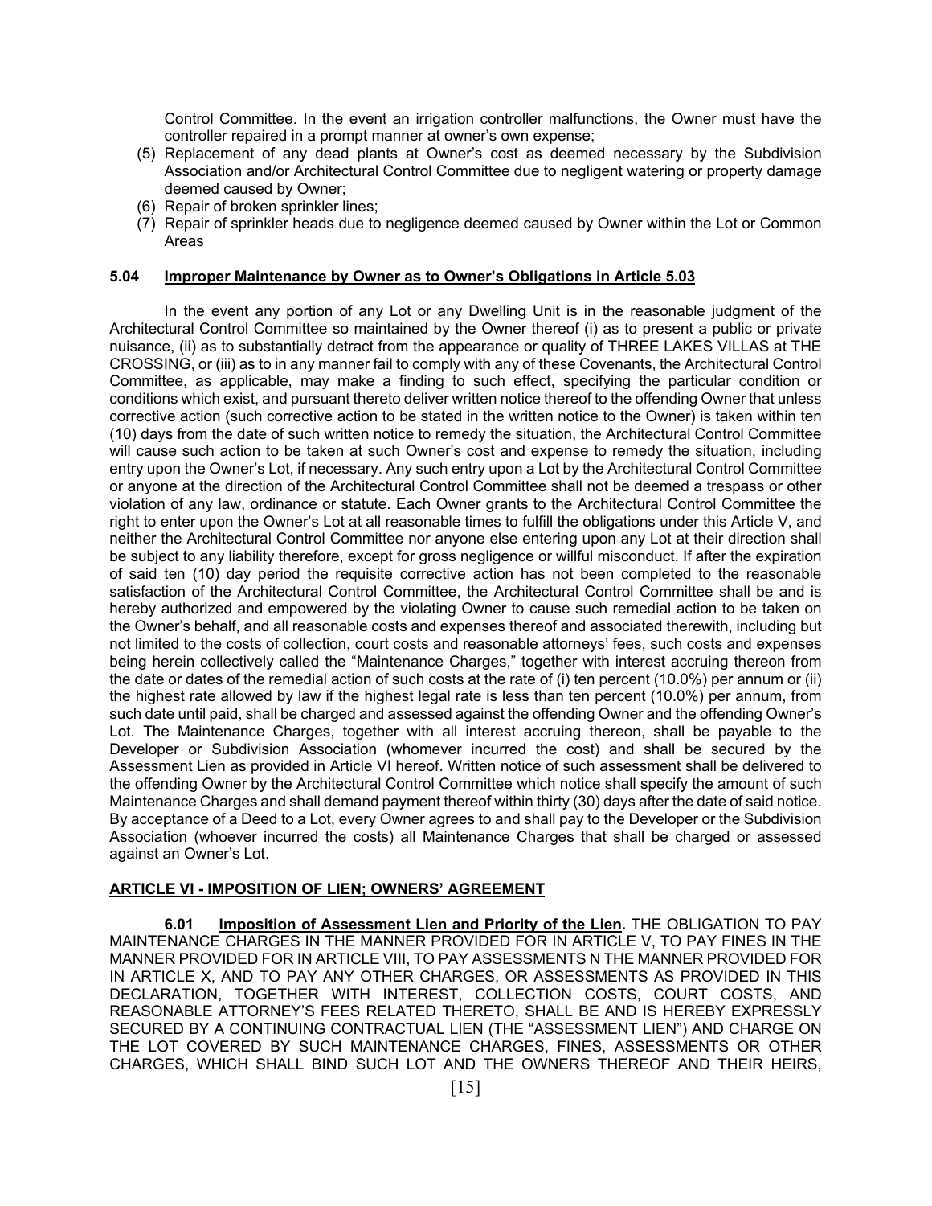Control Committee. In the event an irrigation controller malfunctions, the Owner must have the controller repaired in a prompt manner at owner's own expense;

(5) Replacement of any dead plants at Owner's cost as deemed necessary by the Subdivision Association and/or Architectural Control Committee due to negligent watering or property damage deemed caused by Owner;
(6) Repair of broken sprinkler lines;
(7) Repair of sprinkler heads due to negligence deemed caused by Owner within the Lot or Common Areas

**5.04 Improper Maintenance by Owner as to Owner's Obligations in Article 5.03**

In the event any portion of any Lot or any Dwelling Unit is in the reasonable judgment of the Architectural Control Committee so maintained by the Owner thereof (i) as to present a public or private nuisance, (ii) as to substantially detract from the appearance or quality of THREE LAKES VILLAS at THE CROSSING, or (iii) as to in any manner fail to comply with any of these Covenants, the Architectural Control Committee, as applicable, may make a finding to such effect, specifying the particular condition or conditions which exist, and pursuant thereto deliver written notice thereof to the offending Owner that unless corrective action (such corrective action to be stated in the written notice to the Owner) is taken within ten (10) days from the date of such written notice to remedy the situation, the Architectural Control Committee will cause such action to be taken at such Owner's cost and expense to remedy the situation, including entry upon the Owner's Lot, if necessary. Any such entry upon a Lot by the Architectural Control Committee or anyone at the direction of the Architectural Control Committee shall not be deemed a trespass or other violation of any law, ordinance or statute. Each Owner grants to the Architectural Control Committee the right to enter upon the Owner's Lot at all reasonable times to fulfill the obligations under this Article V, and neither the Architectural Control Committee nor anyone else entering upon any Lot at their direction shall be subject to any liability therefore, except for gross negligence or willful misconduct. If after the expiration of said ten (10) day period the requisite corrective action has not been completed to the reasonable satisfaction of the Architectural Control Committee, the Architectural Control Committee shall be and is hereby authorized and empowered by the violating Owner to cause such remedial action to be taken on the Owner's behalf, and all reasonable costs and expenses thereof and associated therewith, including but not limited to the costs of collection, court costs and reasonable attorneys' fees, such costs and expenses being herein collectively called the "Maintenance Charges," together with interest accruing thereon from the date or dates of the remedial action of such costs at the rate of (i) ten percent (10.0%) per annum or (ii) the highest rate allowed by law if the highest legal rate is less than ten percent (10.0%) per annum, from such date until paid, shall be charged and assessed against the offending Owner and the offending Owner's Lot. The Maintenance Charges, together with all interest accruing thereon, shall be payable to the Developer or Subdivision Association (whomever incurred the cost) and shall be secured by the Assessment Lien as provided in Article VI hereof. Written notice of such assessment shall be delivered to the offending Owner by the Architectural Control Committee which notice shall specify the amount of such Maintenance Charges and shall demand payment thereof within thirty (30) days after the date of said notice. By acceptance of a Deed to a Lot, every Owner agrees to and shall pay to the Developer or the Subdivision Association (whoever incurred the costs) all Maintenance Charges that shall be charged or assessed against an Owner's Lot.

## ARTICLE VI - IMPOSITION OF LIEN; OWNERS' AGREEMENT

**6.01 Imposition of Assessment Lien and Priority of the Lien.** THE OBLIGATION TO PAY MAINTENANCE CHARGES IN THE MANNER PROVIDED FOR IN ARTICLE V, TO PAY FINES IN THE MANNER PROVIDED FOR IN ARTICLE VIII, TO PAY ASSESSMENTS N THE MANNER PROVIDED FOR IN ARTICLE X, AND TO PAY ANY OTHER CHARGES, OR ASSESSMENTS AS PROVIDED IN THIS DECLARATION, TOGETHER WITH INTEREST, COLLECTION COSTS, COURT COSTS, AND REASONABLE ATTORNEY'S FEES RELATED THERETO, SHALL BE AND IS HEREBY EXPRESSLY SECURED BY A CONTINUING CONTRACTUAL LIEN (THE "ASSESSMENT LIEN") AND CHARGE ON THE LOT COVERED BY SUCH MAINTENANCE CHARGES, FINES, ASSESSMENTS OR OTHER CHARGES, WHICH SHALL BIND SUCH LOT AND THE OWNERS THEREOF AND THEIR HEIRS,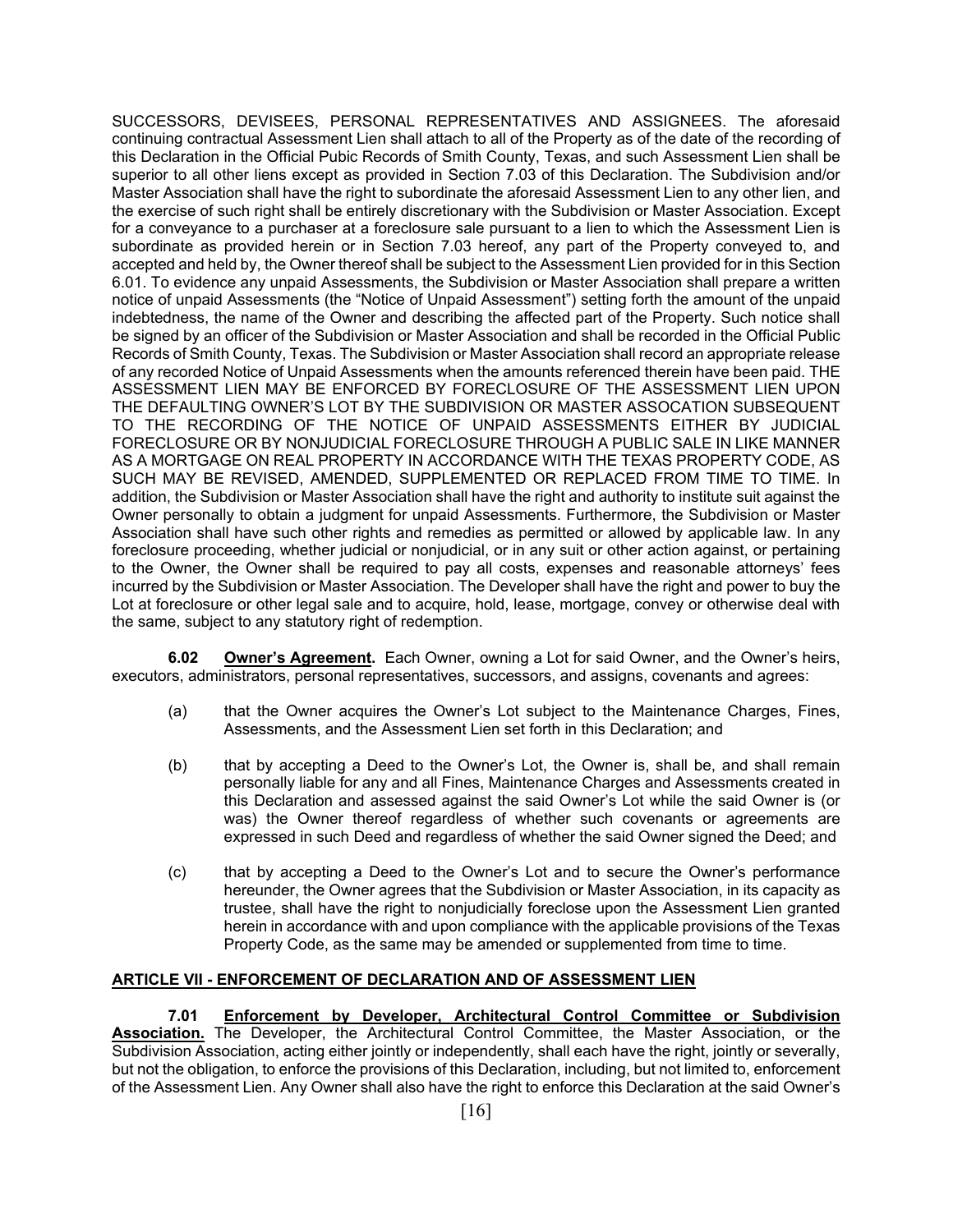SUCCESSORS, DEVISEES, PERSONAL REPRESENTATIVES AND ASSIGNEES. The aforesaid continuing contractual Assessment Lien shall attach to all of the Property as of the date of the recording of this Declaration in the Official Pubic Records of Smith County, Texas, and such Assessment Lien shall be superior to all other liens except as provided in Section 7.03 of this Declaration. The Subdivision and/or Master Association shall have the right to subordinate the aforesaid Assessment Lien to any other lien, and the exercise of such right shall be entirely discretionary with the Subdivision or Master Association. Except for a conveyance to a purchaser at a foreclosure sale pursuant to a lien to which the Assessment Lien is subordinate as provided herein or in Section 7.03 hereof, any part of the Property conveyed to, and accepted and held by, the Owner thereof shall be subject to the Assessment Lien provided for in this Section 6.01. To evidence any unpaid Assessments, the Subdivision or Master Association shall prepare a written notice of unpaid Assessments (the "Notice of Unpaid Assessment") setting forth the amount of the unpaid indebtedness, the name of the Owner and describing the affected part of the Property. Such notice shall be signed by an officer of the Subdivision or Master Association and shall be recorded in the Official Public Records of Smith County, Texas. The Subdivision or Master Association shall record an appropriate release of any recorded Notice of Unpaid Assessments when the amounts referenced therein have been paid. THE ASSESSMENT LIEN MAY BE ENFORCED BY FORECLOSURE OF THE ASSESSMENT LIEN UPON THE DEFAULTING OWNER'S LOT BY THE SUBDIVISION OR MASTER ASSOCATION SUBSEQUENT TO THE RECORDING OF THE NOTICE OF UNPAID ASSESSMENTS EITHER BY JUDICIAL FORECLOSURE OR BY NONJUDICIAL FORECLOSURE THROUGH A PUBLIC SALE IN LIKE MANNER AS A MORTGAGE ON REAL PROPERTY IN ACCORDANCE WITH THE TEXAS PROPERTY CODE, AS SUCH MAY BE REVISED, AMENDED, SUPPLEMENTED OR REPLACED FROM TIME TO TIME. In addition, the Subdivision or Master Association shall have the right and authority to institute suit against the Owner personally to obtain a judgment for unpaid Assessments. Furthermore, the Subdivision or Master Association shall have such other rights and remedies as permitted or allowed by applicable law. In any foreclosure proceeding, whether judicial or nonjudicial, or in any suit or other action against, or pertaining to the Owner, the Owner shall be required to pay all costs, expenses and reasonable attorneys' fees incurred by the Subdivision or Master Association. The Developer shall have the right and power to buy the Lot at foreclosure or other legal sale and to acquire, hold, lease, mortgage, convey or otherwise deal with the same, subject to any statutory right of redemption.

**6.02** **Owner's Agreement.** Each Owner, owning a Lot for said Owner, and the Owner's heirs, executors, administrators, personal representatives, successors, and assigns, covenants and agrees:

(a) that the Owner acquires the Owner's Lot subject to the Maintenance Charges, Fines, Assessments, and the Assessment Lien set forth in this Declaration; and

(b) that by accepting a Deed to the Owner's Lot, the Owner is, shall be, and shall remain personally liable for any and all Fines, Maintenance Charges and Assessments created in this Declaration and assessed against the said Owner's Lot while the said Owner is (or was) the Owner thereof regardless of whether such covenants or agreements are expressed in such Deed and regardless of whether the said Owner signed the Deed; and

(c) that by accepting a Deed to the Owner's Lot and to secure the Owner's performance hereunder, the Owner agrees that the Subdivision or Master Association, in its capacity as trustee, shall have the right to nonjudicially foreclose upon the Assessment Lien granted herein in accordance with and upon compliance with the applicable provisions of the Texas Property Code, as the same may be amended or supplemented from time to time.

## ARTICLE VII - ENFORCEMENT OF DECLARATION AND OF ASSESSMENT LIEN

**7.01** **Enforcement by Developer, Architectural Control Committee or Subdivision Association.** The Developer, the Architectural Control Committee, the Master Association, or the Subdivision Association, acting either jointly or independently, shall each have the right, jointly or severally, but not the obligation, to enforce the provisions of this Declaration, including, but not limited to, enforcement of the Assessment Lien. Any Owner shall also have the right to enforce this Declaration at the said Owner's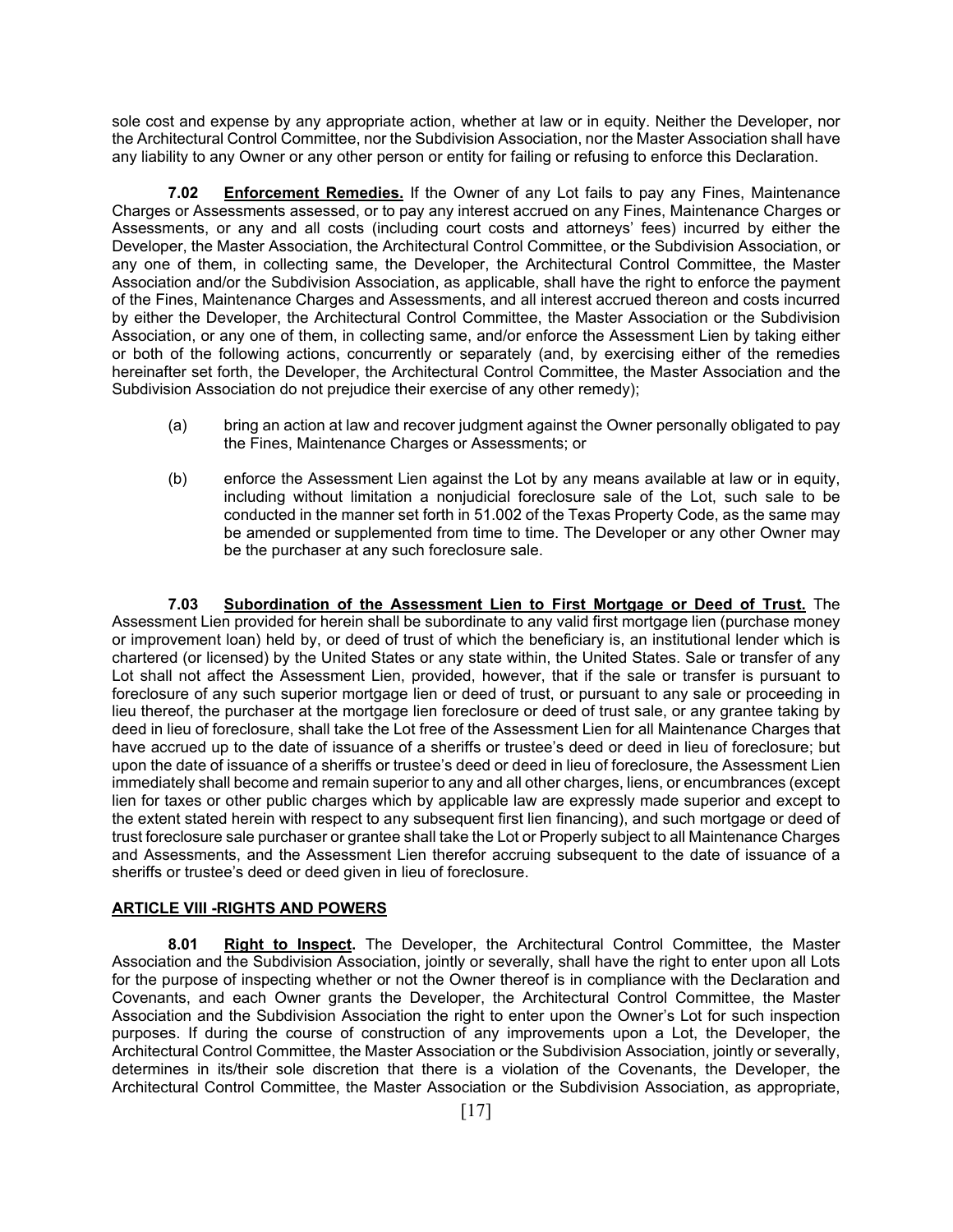sole cost and expense by any appropriate action, whether at law or in equity. Neither the Developer, nor the Architectural Control Committee, nor the Subdivision Association, nor the Master Association shall have any liability to any Owner or any other person or entity for failing or refusing to enforce this Declaration.

**7.02** **<u>Enforcement Remedies.</u>** If the Owner of any Lot fails to pay any Fines, Maintenance Charges or Assessments assessed, or to pay any interest accrued on any Fines, Maintenance Charges or Assessments, or any and all costs (including court costs and attorneys' fees) incurred by either the Developer, the Master Association, the Architectural Control Committee, or the Subdivision Association, or any one of them, in collecting same, the Developer, the Architectural Control Committee, the Master Association and/or the Subdivision Association, as applicable, shall have the right to enforce the payment of the Fines, Maintenance Charges and Assessments, and all interest accrued thereon and costs incurred by either the Developer, the Architectural Control Committee, the Master Association or the Subdivision Association, or any one of them, in collecting same, and/or enforce the Assessment Lien by taking either or both of the following actions, concurrently or separately (and, by exercising either of the remedies hereinafter set forth, the Developer, the Architectural Control Committee, the Master Association and the Subdivision Association do not prejudice their exercise of any other remedy);

(a) bring an action at law and recover judgment against the Owner personally obligated to pay the Fines, Maintenance Charges or Assessments; or

(b) enforce the Assessment Lien against the Lot by any means available at law or in equity, including without limitation a nonjudicial foreclosure sale of the Lot, such sale to be conducted in the manner set forth in 51.002 of the Texas Property Code, as the same may be amended or supplemented from time to time. The Developer or any other Owner may be the purchaser at any such foreclosure sale.

**7.03** **<u>Subordination of the Assessment Lien to First Mortgage or Deed of Trust.</u>** The Assessment Lien provided for herein shall be subordinate to any valid first mortgage lien (purchase money or improvement loan) held by, or deed of trust of which the beneficiary is, an institutional lender which is chartered (or licensed) by the United States or any state within, the United States. Sale or transfer of any Lot shall not affect the Assessment Lien, provided, however, that if the sale or transfer is pursuant to foreclosure of any such superior mortgage lien or deed of trust, or pursuant to any sale or proceeding in lieu thereof, the purchaser at the mortgage lien foreclosure or deed of trust sale, or any grantee taking by deed in lieu of foreclosure, shall take the Lot free of the Assessment Lien for all Maintenance Charges that have accrued up to the date of issuance of a sheriffs or trustee's deed or deed in lieu of foreclosure; but upon the date of issuance of a sheriffs or trustee's deed or deed in lieu of foreclosure, the Assessment Lien immediately shall become and remain superior to any and all other charges, liens, or encumbrances (except lien for taxes or other public charges which by applicable law are expressly made superior and except to the extent stated herein with respect to any subsequent first lien financing), and such mortgage or deed of trust foreclosure sale purchaser or grantee shall take the Lot or Properly subject to all Maintenance Charges and Assessments, and the Assessment Lien therefor accruing subsequent to the date of issuance of a sheriffs or trustee's deed or deed given in lieu of foreclosure.

## <u>ARTICLE VIII -RIGHTS AND POWERS</u>

**8.01** **<u>Right to Inspect</u>.** The Developer, the Architectural Control Committee, the Master Association and the Subdivision Association, jointly or severally, shall have the right to enter upon all Lots for the purpose of inspecting whether or not the Owner thereof is in compliance with the Declaration and Covenants, and each Owner grants the Developer, the Architectural Control Committee, the Master Association and the Subdivision Association the right to enter upon the Owner's Lot for such inspection purposes. If during the course of construction of any improvements upon a Lot, the Developer, the Architectural Control Committee, the Master Association or the Subdivision Association, jointly or severally, determines in its/their sole discretion that there is a violation of the Covenants, the Developer, the Architectural Control Committee, the Master Association or the Subdivision Association, as appropriate,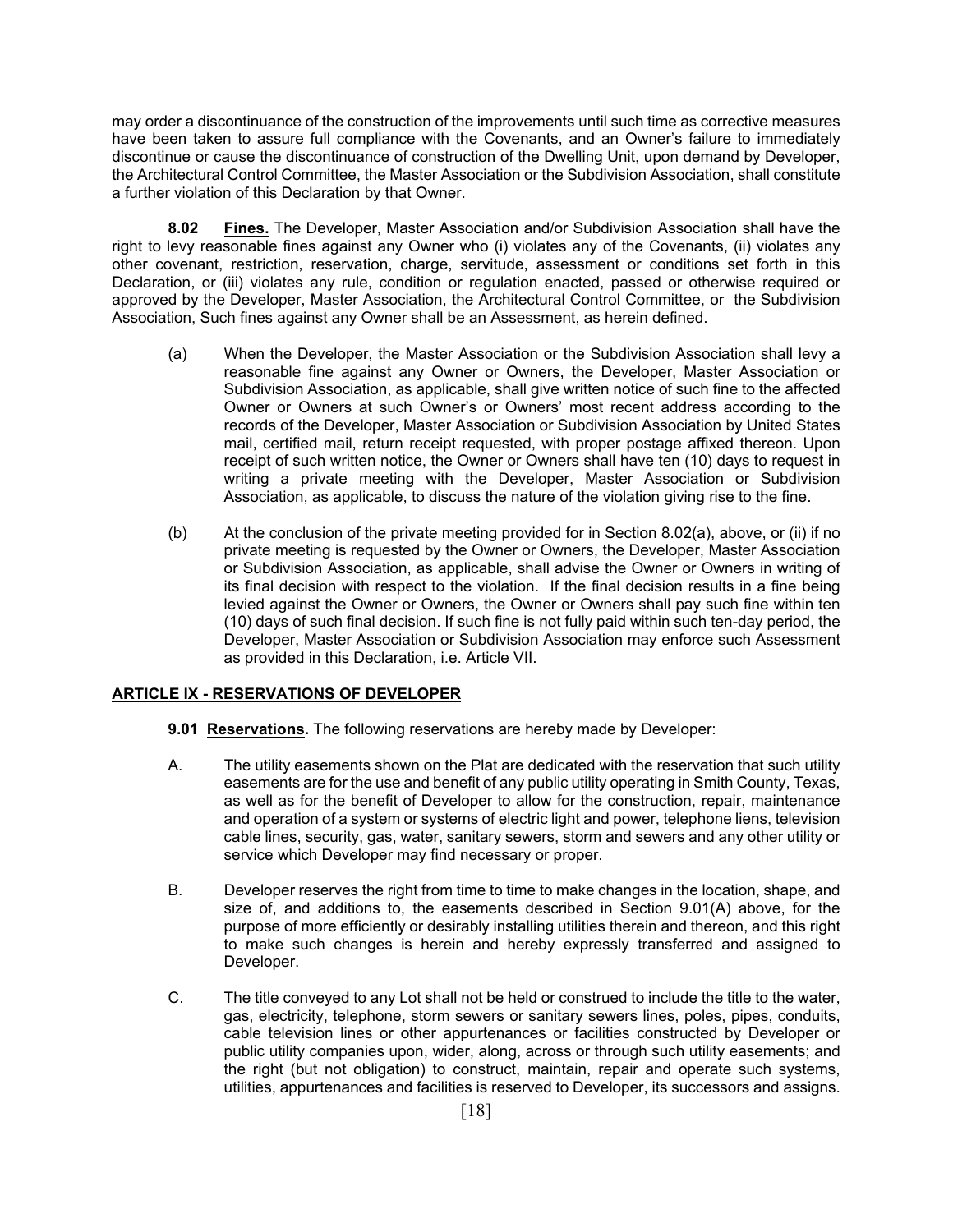may order a discontinuance of the construction of the improvements until such time as corrective measures have been taken to assure full compliance with the Covenants, and an Owner's failure to immediately discontinue or cause the discontinuance of construction of the Dwelling Unit, upon demand by Developer, the Architectural Control Committee, the Master Association or the Subdivision Association, shall constitute a further violation of this Declaration by that Owner.

**8.02 Fines.** The Developer, Master Association and/or Subdivision Association shall have the right to levy reasonable fines against any Owner who (i) violates any of the Covenants, (ii) violates any other covenant, restriction, reservation, charge, servitude, assessment or conditions set forth in this Declaration, or (iii) violates any rule, condition or regulation enacted, passed or otherwise required or approved by the Developer, Master Association, the Architectural Control Committee, or the Subdivision Association, Such fines against any Owner shall be an Assessment, as herein defined.

(a) When the Developer, the Master Association or the Subdivision Association shall levy a reasonable fine against any Owner or Owners, the Developer, Master Association or Subdivision Association, as applicable, shall give written notice of such fine to the affected Owner or Owners at such Owner's or Owners' most recent address according to the records of the Developer, Master Association or Subdivision Association by United States mail, certified mail, return receipt requested, with proper postage affixed thereon. Upon receipt of such written notice, the Owner or Owners shall have ten (10) days to request in writing a private meeting with the Developer, Master Association or Subdivision Association, as applicable, to discuss the nature of the violation giving rise to the fine.

(b) At the conclusion of the private meeting provided for in Section 8.02(a), above, or (ii) if no private meeting is requested by the Owner or Owners, the Developer, Master Association or Subdivision Association, as applicable, shall advise the Owner or Owners in writing of its final decision with respect to the violation. If the final decision results in a fine being levied against the Owner or Owners, the Owner or Owners shall pay such fine within ten (10) days of such final decision. If such fine is not fully paid within such ten-day period, the Developer, Master Association or Subdivision Association may enforce such Assessment as provided in this Declaration, i.e. Article VII.

## ARTICLE IX - RESERVATIONS OF DEVELOPER

**9.01 Reservations.** The following reservations are hereby made by Developer:

A. The utility easements shown on the Plat are dedicated with the reservation that such utility easements are for the use and benefit of any public utility operating in Smith County, Texas, as well as for the benefit of Developer to allow for the construction, repair, maintenance and operation of a system or systems of electric light and power, telephone liens, television cable lines, security, gas, water, sanitary sewers, storm and sewers and any other utility or service which Developer may find necessary or proper.

B. Developer reserves the right from time to time to make changes in the location, shape, and size of, and additions to, the easements described in Section 9.01(A) above, for the purpose of more efficiently or desirably installing utilities therein and thereon, and this right to make such changes is herein and hereby expressly transferred and assigned to Developer.

C. The title conveyed to any Lot shall not be held or construed to include the title to the water, gas, electricity, telephone, storm sewers or sanitary sewers lines, poles, pipes, conduits, cable television lines or other appurtenances or facilities constructed by Developer or public utility companies upon, wider, along, across or through such utility easements; and the right (but not obligation) to construct, maintain, repair and operate such systems, utilities, appurtenances and facilities is reserved to Developer, its successors and assigns.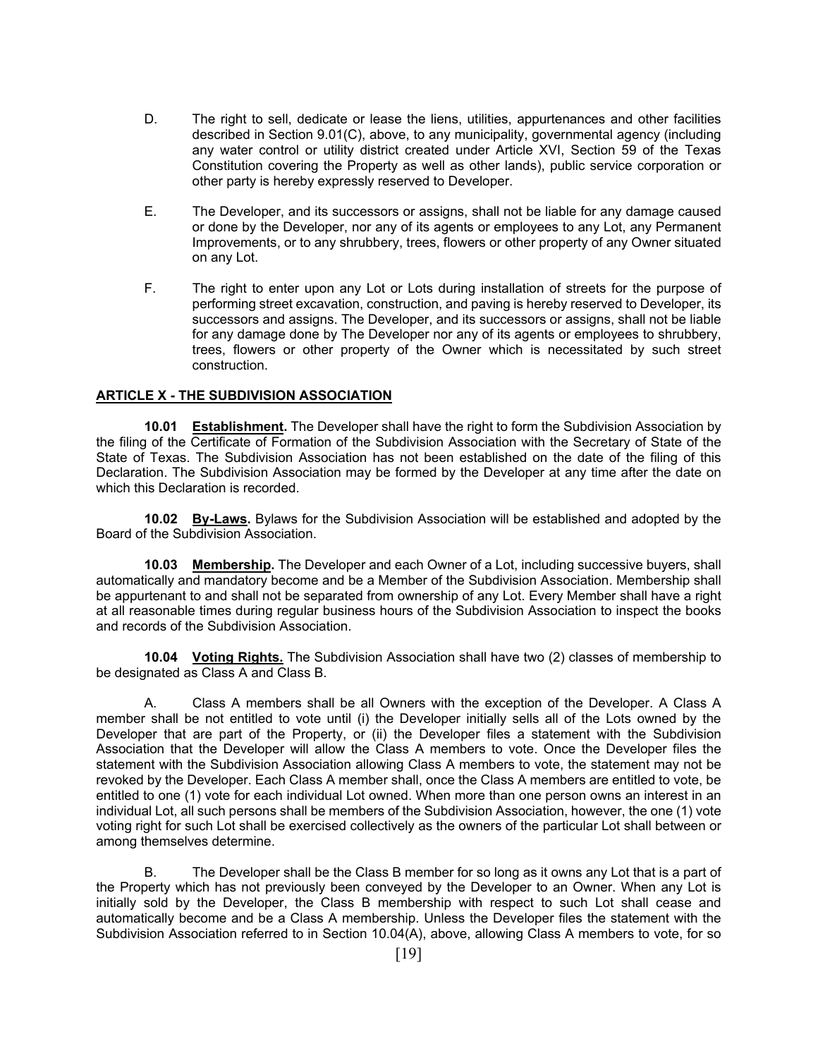D. The right to sell, dedicate or lease the liens, utilities, appurtenances and other facilities described in Section 9.01(C), above, to any municipality, governmental agency (including any water control or utility district created under Article XVI, Section 59 of the Texas Constitution covering the Property as well as other lands), public service corporation or other party is hereby expressly reserved to Developer.

E. The Developer, and its successors or assigns, shall not be liable for any damage caused or done by the Developer, nor any of its agents or employees to any Lot, any Permanent Improvements, or to any shrubbery, trees, flowers or other property of any Owner situated on any Lot.

F. The right to enter upon any Lot or Lots during installation of streets for the purpose of performing street excavation, construction, and paving is hereby reserved to Developer, its successors and assigns. The Developer, and its successors or assigns, shall not be liable for any damage done by The Developer nor any of its agents or employees to shrubbery, trees, flowers or other property of the Owner which is necessitated by such street construction.

## ARTICLE X - THE SUBDIVISION ASSOCIATION

**10.01 Establishment.** The Developer shall have the right to form the Subdivision Association by the filing of the Certificate of Formation of the Subdivision Association with the Secretary of State of the State of Texas. The Subdivision Association has not been established on the date of the filing of this Declaration. The Subdivision Association may be formed by the Developer at any time after the date on which this Declaration is recorded.

**10.02 By-Laws.** Bylaws for the Subdivision Association will be established and adopted by the Board of the Subdivision Association.

**10.03 Membership.** The Developer and each Owner of a Lot, including successive buyers, shall automatically and mandatory become and be a Member of the Subdivision Association. Membership shall be appurtenant to and shall not be separated from ownership of any Lot. Every Member shall have a right at all reasonable times during regular business hours of the Subdivision Association to inspect the books and records of the Subdivision Association.

**10.04 Voting Rights.** The Subdivision Association shall have two (2) classes of membership to be designated as Class A and Class B.

A. Class A members shall be all Owners with the exception of the Developer. A Class A member shall be not entitled to vote until (i) the Developer initially sells all of the Lots owned by the Developer that are part of the Property, or (ii) the Developer files a statement with the Subdivision Association that the Developer will allow the Class A members to vote. Once the Developer files the statement with the Subdivision Association allowing Class A members to vote, the statement may not be revoked by the Developer. Each Class A member shall, once the Class A members are entitled to vote, be entitled to one (1) vote for each individual Lot owned. When more than one person owns an interest in an individual Lot, all such persons shall be members of the Subdivision Association, however, the one (1) vote voting right for such Lot shall be exercised collectively as the owners of the particular Lot shall between or among themselves determine.

B. The Developer shall be the Class B member for so long as it owns any Lot that is a part of the Property which has not previously been conveyed by the Developer to an Owner. When any Lot is initially sold by the Developer, the Class B membership with respect to such Lot shall cease and automatically become and be a Class A membership. Unless the Developer files the statement with the Subdivision Association referred to in Section 10.04(A), above, allowing Class A members to vote, for so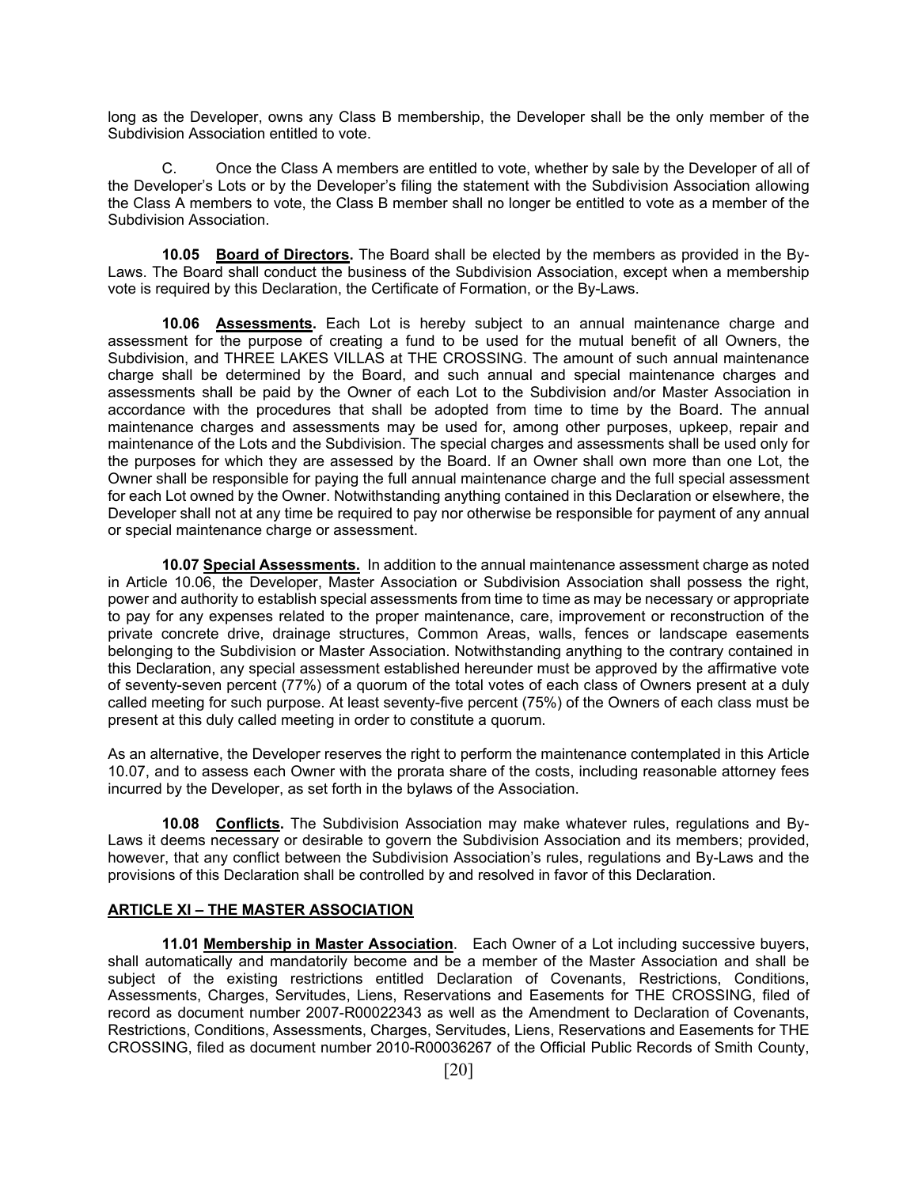long as the Developer, owns any Class B membership, the Developer shall be the only member of the Subdivision Association entitled to vote.

C. Once the Class A members are entitled to vote, whether by sale by the Developer of all of the Developer's Lots or by the Developer's filing the statement with the Subdivision Association allowing the Class A members to vote, the Class B member shall no longer be entitled to vote as a member of the Subdivision Association.

**10.05 <u>Board of Directors</u>.** The Board shall be elected by the members as provided in the By-Laws. The Board shall conduct the business of the Subdivision Association, except when a membership vote is required by this Declaration, the Certificate of Formation, or the By-Laws.

**10.06 <u>Assessments</u>.** Each Lot is hereby subject to an annual maintenance charge and assessment for the purpose of creating a fund to be used for the mutual benefit of all Owners, the Subdivision, and THREE LAKES VILLAS at THE CROSSING. The amount of such annual maintenance charge shall be determined by the Board, and such annual and special maintenance charges and assessments shall be paid by the Owner of each Lot to the Subdivision and/or Master Association in accordance with the procedures that shall be adopted from time to time by the Board. The annual maintenance charges and assessments may be used for, among other purposes, upkeep, repair and maintenance of the Lots and the Subdivision. The special charges and assessments shall be used only for the purposes for which they are assessed by the Board. If an Owner shall own more than one Lot, the Owner shall be responsible for paying the full annual maintenance charge and the full special assessment for each Lot owned by the Owner. Notwithstanding anything contained in this Declaration or elsewhere, the Developer shall not at any time be required to pay nor otherwise be responsible for payment of any annual or special maintenance charge or assessment.

**10.07 <u>Special Assessments</u>.** In addition to the annual maintenance assessment charge as noted in Article 10.06, the Developer, Master Association or Subdivision Association shall possess the right, power and authority to establish special assessments from time to time as may be necessary or appropriate to pay for any expenses related to the proper maintenance, care, improvement or reconstruction of the private concrete drive, drainage structures, Common Areas, walls, fences or landscape easements belonging to the Subdivision or Master Association. Notwithstanding anything to the contrary contained in this Declaration, any special assessment established hereunder must be approved by the affirmative vote of seventy-seven percent (77%) of a quorum of the total votes of each class of Owners present at a duly called meeting for such purpose. At least seventy-five percent (75%) of the Owners of each class must be present at this duly called meeting in order to constitute a quorum.

As an alternative, the Developer reserves the right to perform the maintenance contemplated in this Article 10.07, and to assess each Owner with the prorata share of the costs, including reasonable attorney fees incurred by the Developer, as set forth in the bylaws of the Association.

**10.08 <u>Conflicts</u>.** The Subdivision Association may make whatever rules, regulations and By-Laws it deems necessary or desirable to govern the Subdivision Association and its members; provided, however, that any conflict between the Subdivision Association's rules, regulations and By-Laws and the provisions of this Declaration shall be controlled by and resolved in favor of this Declaration.

## <u>ARTICLE XI – THE MASTER ASSOCIATION</u>

**11.01 <u>Membership in Master Association</u>.** Each Owner of a Lot including successive buyers, shall automatically and mandatorily become and be a member of the Master Association and shall be subject of the existing restrictions entitled Declaration of Covenants, Restrictions, Conditions, Assessments, Charges, Servitudes, Liens, Reservations and Easements for THE CROSSING, filed of record as document number 2007-R00022343 as well as the Amendment to Declaration of Covenants, Restrictions, Conditions, Assessments, Charges, Servitudes, Liens, Reservations and Easements for THE CROSSING, filed as document number 2010-R00036267 of the Official Public Records of Smith County,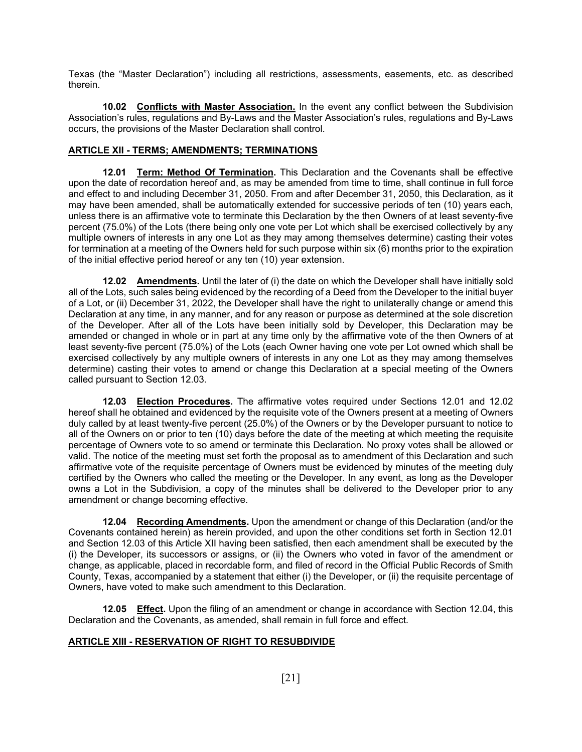Texas (the "Master Declaration") including all restrictions, assessments, easements, etc. as described therein.

**10.02 Conflicts with Master Association.** In the event any conflict between the Subdivision Association's rules, regulations and By-Laws and the Master Association's rules, regulations and By-Laws occurs, the provisions of the Master Declaration shall control.

## ARTICLE XII - TERMS; AMENDMENTS; TERMINATIONS

**12.01 Term: Method Of Termination.** This Declaration and the Covenants shall be effective upon the date of recordation hereof and, as may be amended from time to time, shall continue in full force and effect to and including December 31, 2050. From and after December 31, 2050, this Declaration, as it may have been amended, shall be automatically extended for successive periods of ten (10) years each, unless there is an affirmative vote to terminate this Declaration by the then Owners of at least seventy-five percent (75.0%) of the Lots (there being only one vote per Lot which shall be exercised collectively by any multiple owners of interests in any one Lot as they may among themselves determine) casting their votes for termination at a meeting of the Owners held for such purpose within six (6) months prior to the expiration of the initial effective period hereof or any ten (10) year extension.

**12.02 Amendments.** Until the later of (i) the date on which the Developer shall have initially sold all of the Lots, such sales being evidenced by the recording of a Deed from the Developer to the initial buyer of a Lot, or (ii) December 31, 2022, the Developer shall have the right to unilaterally change or amend this Declaration at any time, in any manner, and for any reason or purpose as determined at the sole discretion of the Developer. After all of the Lots have been initially sold by Developer, this Declaration may be amended or changed in whole or in part at any time only by the affirmative vote of the then Owners of at least seventy-five percent (75.0%) of the Lots (each Owner having one vote per Lot owned which shall be exercised collectively by any multiple owners of interests in any one Lot as they may among themselves determine) casting their votes to amend or change this Declaration at a special meeting of the Owners called pursuant to Election 12.03.

**12.03 Election Procedures.** The affirmative votes required under Sections 12.01 and 12.02 hereof shall he obtained and evidenced by the requisite vote of the Owners present at a meeting of Owners duly called by at least twenty-five percent (25.0%) of the Owners or by the Developer pursuant to notice to all of the Owners on or prior to ten (10) days before the date of the meeting at which meeting the requisite percentage of Owners vote to so amend or terminate this Declaration. No proxy votes shall be allowed or valid. The notice of the meeting must set forth the proposal as to amendment of this Declaration and such affirmative vote of the requisite percentage of Owners must be evidenced by minutes of the meeting duly certified by the Owners who called the meeting or the Developer. In any event, as long as the Developer owns a Lot in the Subdivision, a copy of the minutes shall be delivered to the Developer prior to any amendment or change becoming effective.

**12.04 Recording Amendments.** Upon the amendment or change of this Declaration (and/or the Covenants contained herein) as herein provided, and upon the other conditions set forth in Section 12.01 and Section 12.03 of this Article XII having been satisfied, then each amendment shall be executed by the (i) the Developer, its successors or assigns, or (ii) the Owners who voted in favor of the amendment or change, as applicable, placed in recordable form, and filed of record in the Official Public Records of Smith County, Texas, accompanied by a statement that either (i) the Developer, or (ii) the requisite percentage of Owners, have voted to make such amendment to this Declaration.

**12.05 Effect.** Upon the filing of an amendment or change in accordance with Section 12.04, this Declaration and the Covenants, as amended, shall remain in full force and effect.

## ARTICLE XIII - RESERVATION OF RIGHT TO RESUBDIVIDE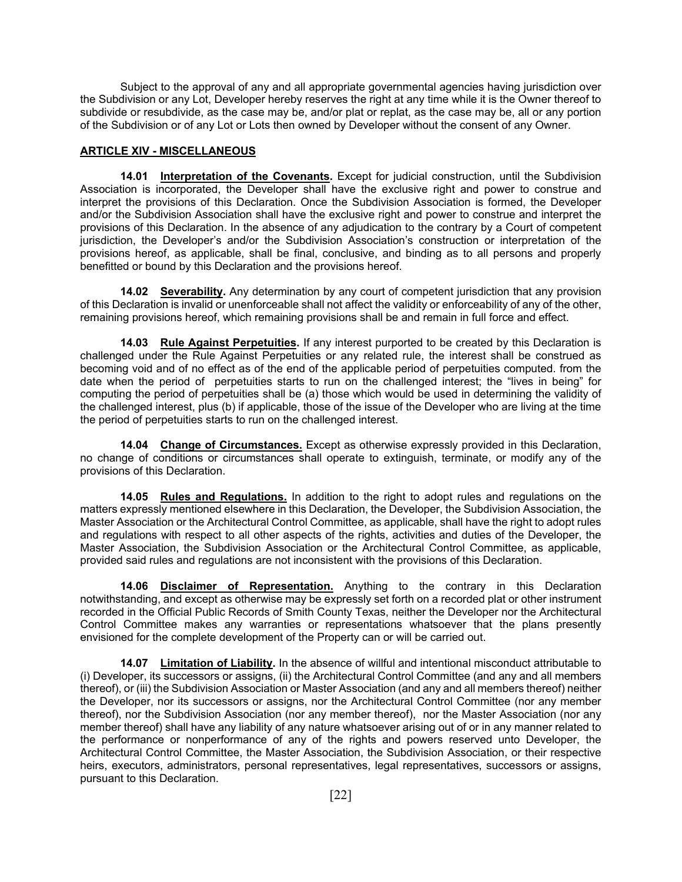Subject to the approval of any and all appropriate governmental agencies having jurisdiction over the Subdivision or any Lot, Developer hereby reserves the right at any time while it is the Owner thereof to subdivide or resubdivide, as the case may be, and/or plat or replat, as the case may be, all or any portion of the Subdivision or of any Lot or Lots then owned by Developer without the consent of any Owner.

## ARTICLE XIV - MISCELLANEOUS

**14.01 Interpretation of the Covenants.** Except for judicial construction, until the Subdivision Association is incorporated, the Developer shall have the exclusive right and power to construe and interpret the provisions of this Declaration. Once the Subdivision Association is formed, the Developer and/or the Subdivision Association shall have the exclusive right and power to construe and interpret the provisions of this Declaration. In the absence of any adjudication to the contrary by a Court of competent jurisdiction, the Developer's and/or the Subdivision Association's construction or interpretation of the provisions hereof, as applicable, shall be final, conclusive, and binding as to all persons and properly benefitted or bound by this Declaration and the provisions hereof.

**14.02 Severability.** Any determination by any court of competent jurisdiction that any provision of this Declaration is invalid or unenforceable shall not affect the validity or enforceability of any of the other, remaining provisions hereof, which remaining provisions shall be and remain in full force and effect.

**14.03 Rule Against Perpetuities.** If any interest purported to be created by this Declaration is challenged under the Rule Against Perpetuities or any related rule, the interest shall be construed as becoming void and of no effect as of the end of the applicable period of perpetuities computed. from the date when the period of perpetuities starts to run on the challenged interest; the "lives in being" for computing the period of perpetuities shall be (a) those which would be used in determining the validity of the challenged interest, plus (b) if applicable, those of the issue of the Developer who are living at the time the period of perpetuities starts to run on the challenged interest.

**14.04 Change of Circumstances.** Except as otherwise expressly provided in this Declaration, no change of conditions or circumstances shall operate to extinguish, terminate, or modify any of the provisions of this Declaration.

**14.05 Rules and Regulations.** In addition to the right to adopt rules and regulations on the matters expressly mentioned elsewhere in this Declaration, the Developer, the Subdivision Association, the Master Association or the Architectural Control Committee, as applicable, shall have the right to adopt rules and regulations with respect to all other aspects of the rights, activities and duties of the Developer, the Master Association, the Subdivision Association or the Architectural Control Committee, as applicable, provided said rules and regulations are not inconsistent with the provisions of this Declaration.

**14.06 Disclaimer of Representation.** Anything to the contrary in this Declaration notwithstanding, and except as otherwise may be expressly set forth on a recorded plat or other instrument recorded in the Official Public Records of Smith County Texas, neither the Developer nor the Architectural Control Committee makes any warranties or representations whatsoever that the plans presently envisioned for the complete development of the Property can or will be carried out.

**14.07 Limitation of Liability.** In the absence of willful and intentional misconduct attributable to (i) Developer, its successors or assigns, (ii) the Architectural Control Committee (and any and all members thereof), or (iii) the Subdivision Association or Master Association (and any and all members thereof) neither the Developer, nor its successors or assigns, nor the Architectural Control Committee (nor any member thereof), nor the Subdivision Association (nor any member thereof), nor the Master Association (nor any member thereof) shall have any liability of any nature whatsoever arising out of or in any manner related to the performance or nonperformance of any of the rights and powers reserved unto Developer, the Architectural Control Committee, the Master Association, the Subdivision Association, or their respective heirs, executors, administrators, personal representatives, legal representatives, successors or assigns, pursuant to this Declaration.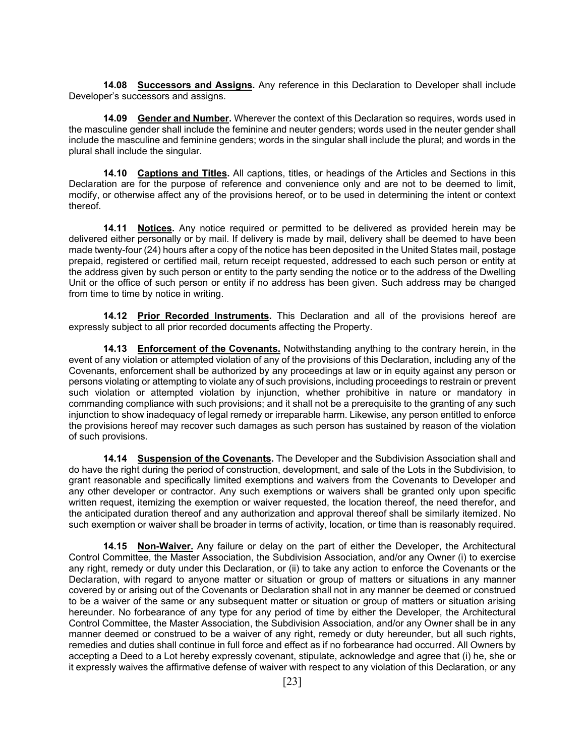**14.08 <u>Successors and Assigns</u>.** Any reference in this Declaration to Developer shall include Developer's successors and assigns.

**14.09 <u>Gender and Number</u>.** Wherever the context of this Declaration so requires, words used in the masculine gender shall include the feminine and neuter genders; words used in the neuter gender shall include the masculine and feminine genders; words in the singular shall include the plural; and words in the plural shall include the singular.

**14.10 <u>Captions and Titles</u>.** All captions, titles, or headings of the Articles and Sections in this Declaration are for the purpose of reference and convenience only and are not to be deemed to limit, modify, or otherwise affect any of the provisions hereof, or to be used in determining the intent or context thereof.

**14.11 <u>Notices</u>.** Any notice required or permitted to be delivered as provided herein may be delivered either personally or by mail. If delivery is made by mail, delivery shall be deemed to have been made twenty-four (24) hours after a copy of the notice has been deposited in the United States mail, postage prepaid, registered or certified mail, return receipt requested, addressed to each such person or entity at the address given by such person or entity to the party sending the notice or to the address of the Dwelling Unit or the office of such person or entity if no address has been given. Such address may be changed from time to time by notice in writing.

**14.12 <u>Prior Recorded Instruments</u>.** This Declaration and all of the provisions hereof are expressly subject to all prior recorded documents affecting the Property.

**14.13 <u>Enforcement of the Covenants.</u>** Notwithstanding anything to the contrary herein, in the event of any violation or attempted violation of any of the provisions of this Declaration, including any of the Covenants, enforcement shall be authorized by any proceedings at law or in equity against any person or persons violating or attempting to violate any of such provisions, including proceedings to restrain or prevent such violation or attempted violation by injunction, whether prohibitive in nature or mandatory in commanding compliance with such provisions; and it shall not be a prerequisite to the granting of any such injunction to show inadequacy of legal remedy or irreparable harm. Likewise, any person entitled to enforce the provisions hereof may recover such damages as such person has sustained by reason of the violation of such provisions.

**14.14 <u>Suspension of the Covenants</u>.** The Developer and the Subdivision Association shall and do have the right during the period of construction, development, and sale of the Lots in the Subdivision, to grant reasonable and specifically limited exemptions and waivers from the Covenants to Developer and any other developer or contractor. Any such exemptions or waivers shall be granted only upon specific written request, itemizing the exemption or waiver requested, the location thereof, the need therefor, and the anticipated duration thereof and any authorization and approval thereof shall be similarly itemized. No such exemption or waiver shall be broader in terms of activity, location, or time than is reasonably required.

**14.15 <u>Non-Waiver.</u>** Any failure or delay on the part of either the Developer, the Architectural Control Committee, the Master Association, the Subdivision Association, and/or any Owner (i) to exercise any right, remedy or duty under this Declaration, or (ii) to take any action to enforce the Covenants or the Declaration, with regard to anyone matter or situation or group of matters or situations in any manner covered by or arising out of the Covenants or Declaration shall not in any manner be deemed or construed to be a waiver of the same or any subsequent matter or situation or group of matters or situation arising hereunder. No forbearance of any type for any period of time by either the Developer, the Architectural Control Committee, the Master Association, the Subdivision Association, and/or any Owner shall be in any manner deemed or construed to be a waiver of any right, remedy or duty hereunder, but all such rights, remedies and duties shall continue in full force and effect as if no forbearance had occurred. All Owners by accepting a Deed to a Lot hereby expressly covenant, stipulate, acknowledge and agree that (i) he, she or it expressly waives the affirmative defense of waiver with respect to any violation of this Declaration, or any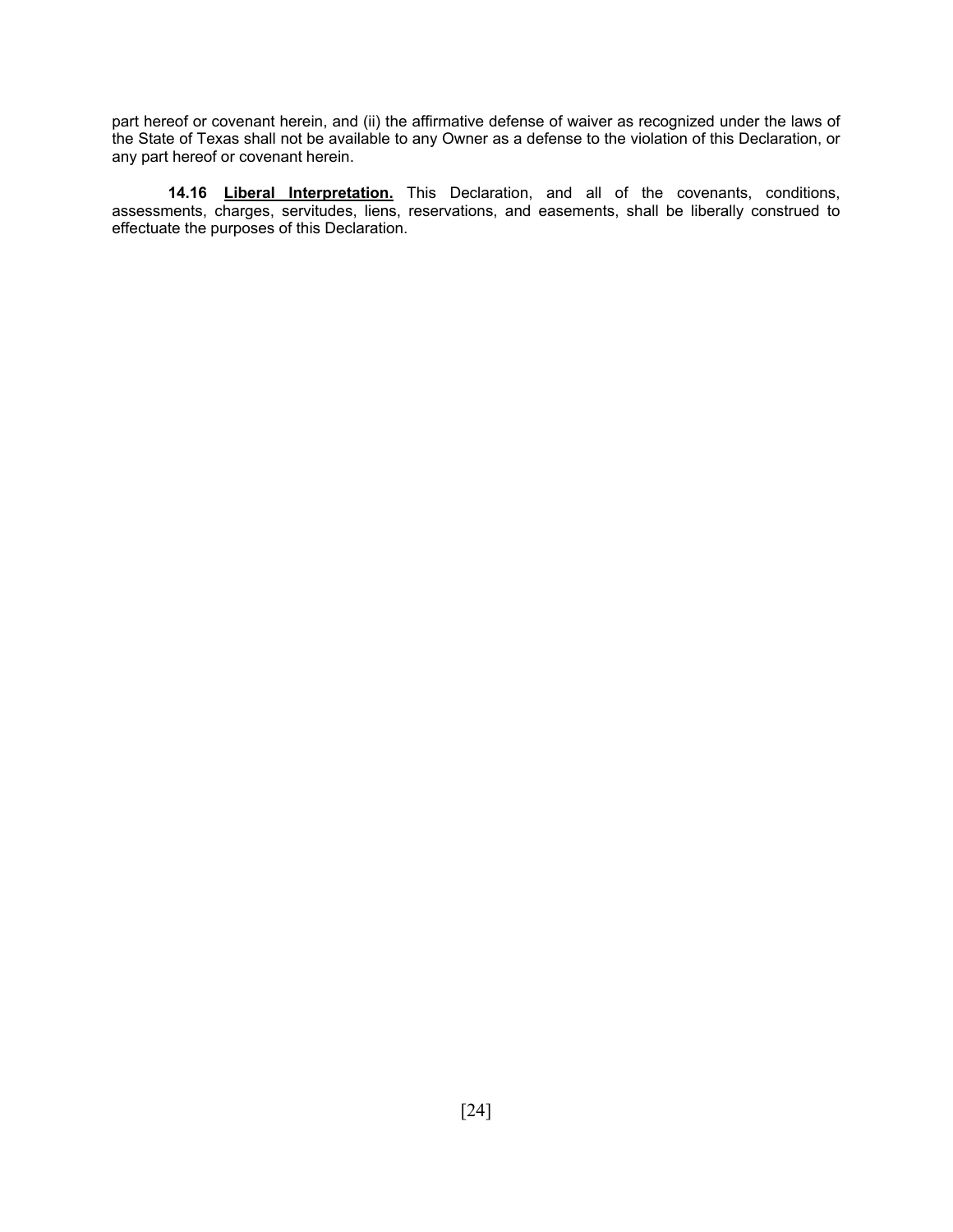part hereof or covenant herein, and (ii) the affirmative defense of waiver as recognized under the laws of the State of Texas shall not be available to any Owner as a defense to the violation of this Declaration, or any part hereof or covenant herein.

**14.16 Liberal Interpretation.** This Declaration, and all of the covenants, conditions, assessments, charges, servitudes, liens, reservations, and easements, shall be liberally construed to effectuate the purposes of this Declaration.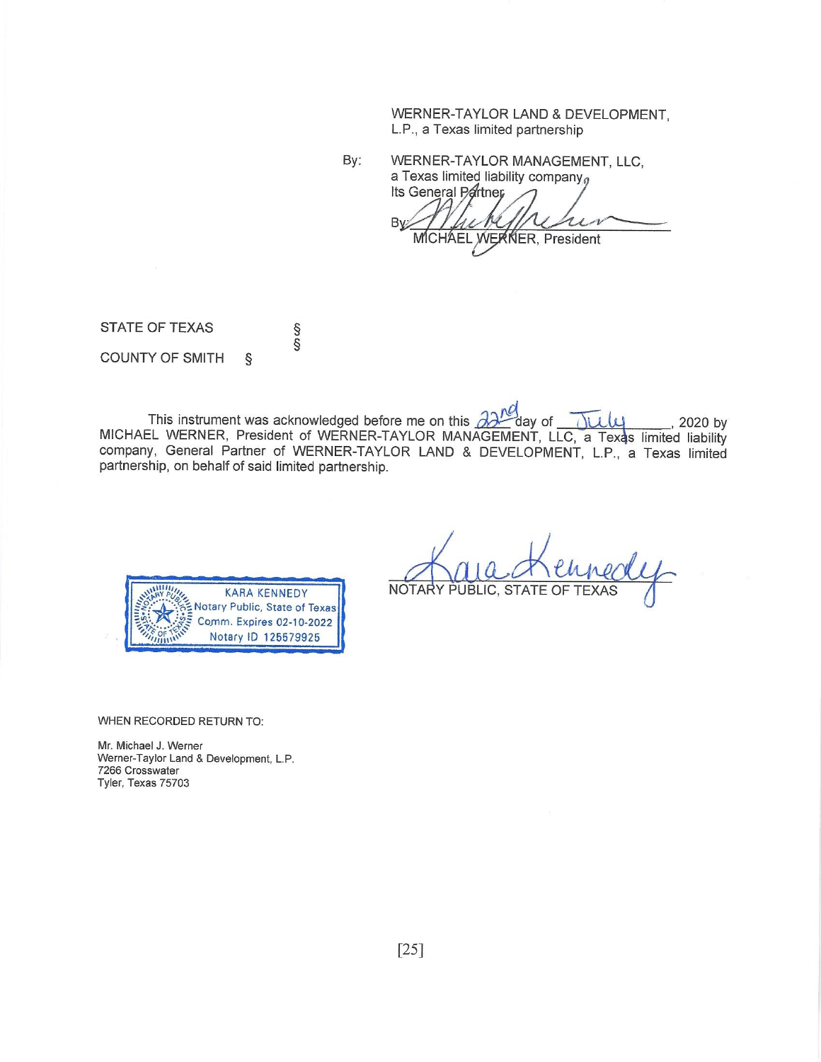WERNER-TAYLOR LAND & DEVELOPMENT, L.P., a Texas limited partnership

By: WERNER-TAYLOR MANAGEMENT, LLC, a Texas limited liability company, Its General Partner

By: ______________________________
MICHAEL WERNER, President

STATE OF TEXAS §
§
COUNTY OF SMITH §

This instrument was acknowledged before me on this 22nd day of July, 2020 by MICHAEL WERNER, President of WERNER-TAYLOR MANAGEMENT, LLC, a Texas limited liability company, General Partner of WERNER-TAYLOR LAND & DEVELOPMENT, L.P., a Texas limited partnership, on behalf of said limited partnership.

KARA KENNEDY
Notary Public, State of Texas
Comm. Expires 02-10-2022
Notary ID 125579925

______________________________
NOTARY PUBLIC, STATE OF TEXAS

WHEN RECORDED RETURN TO:

Mr. Michael J. Werner
Werner-Taylor Land & Development, L.P.
7266 Crosswater
Tyler, Texas 75703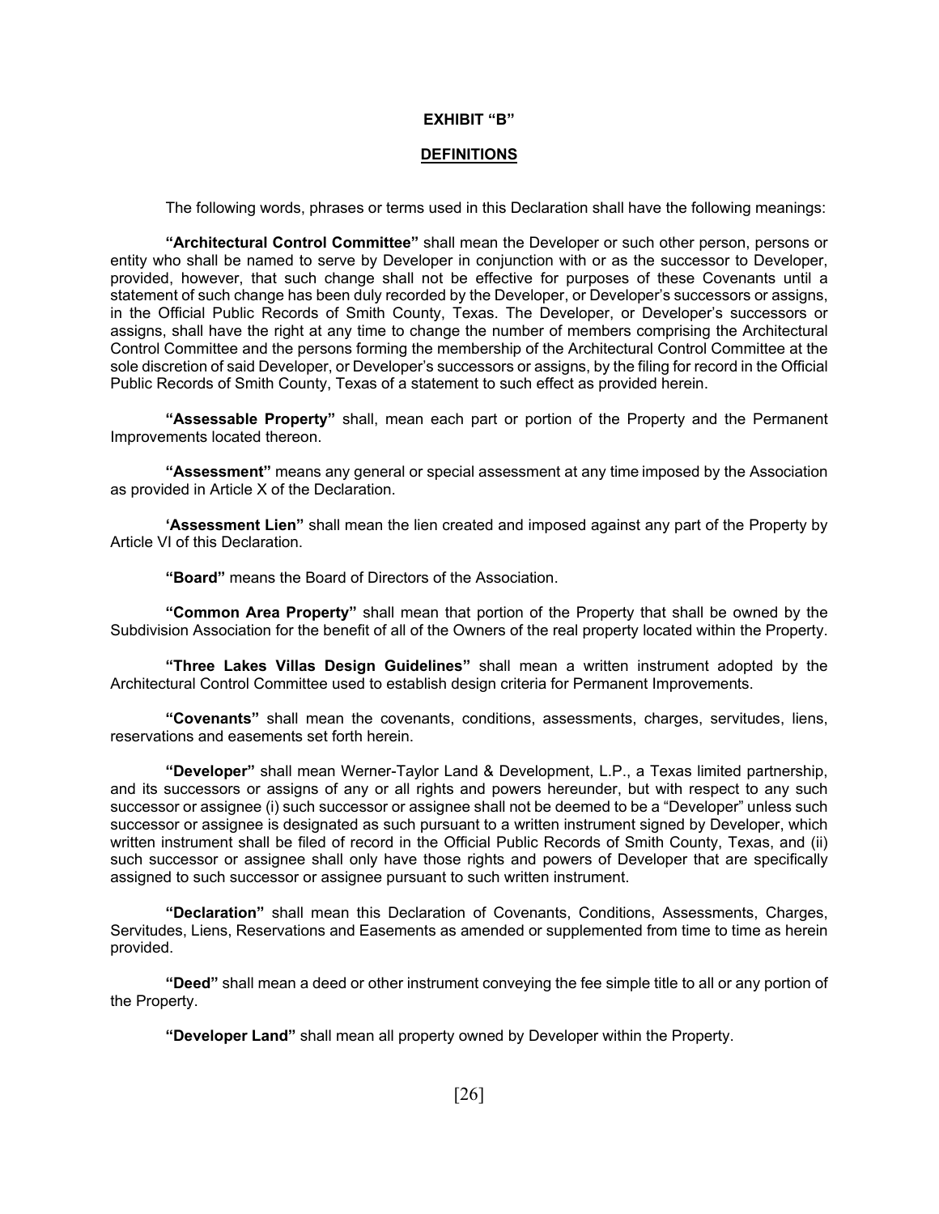**EXHIBIT "B"**

**DEFINITIONS**

The following words, phrases or terms used in this Declaration shall have the following meanings:

**"Architectural Control Committee"** shall mean the Developer or such other person, persons or entity who shall be named to serve by Developer in conjunction with or as the successor to Developer, provided, however, that such change shall not be effective for purposes of these Covenants until a statement of such change has been duly recorded by the Developer, or Developer's successors or assigns, in the Official Public Records of Smith County, Texas. The Developer, or Developer's successors or assigns, shall have the right at any time to change the number of members comprising the Architectural Control Committee and the persons forming the membership of the Architectural Control Committee at the sole discretion of said Developer, or Developer's successors or assigns, by the filing for record in the Official Public Records of Smith County, Texas of a statement to such effect as provided herein.

**"Assessable Property"** shall, mean each part or portion of the Property and the Permanent Improvements located thereon.

**"Assessment"** means any general or special assessment at any time imposed by the Association as provided in Article X of the Declaration.

**'Assessment Lien"** shall mean the lien created and imposed against any part of the Property by Article VI of this Declaration.

**"Board"** means the Board of Directors of the Association.

**"Common Area Property"** shall mean that portion of the Property that shall be owned by the Subdivision Association for the benefit of all of the Owners of the real property located within the Property.

**"Three Lakes Villas Design Guidelines"** shall mean a written instrument adopted by the Architectural Control Committee used to establish design criteria for Permanent Improvements.

**"Covenants"** shall mean the covenants, conditions, assessments, charges, servitudes, liens, reservations and easements set forth herein.

**"Developer"** shall mean Werner-Taylor Land & Development, L.P., a Texas limited partnership, and its successors or assigns of any or all rights and powers hereunder, but with respect to any such successor or assignee (i) such successor or assignee shall not be deemed to be a "Developer" unless such successor or assignee is designated as such pursuant to a written instrument signed by Developer, which written instrument shall be filed of record in the Official Public Records of Smith County, Texas, and (ii) such successor or assignee shall only have those rights and powers of Developer that are specifically assigned to such successor or assignee pursuant to such written instrument.

**"Declaration"** shall mean this Declaration of Covenants, Conditions, Assessments, Charges, Servitudes, Liens, Reservations and Easements as amended or supplemented from time to time as herein provided.

**"Deed"** shall mean a deed or other instrument conveying the fee simple title to all or any portion of the Property.

**"Developer Land"** shall mean all property owned by Developer within the Property.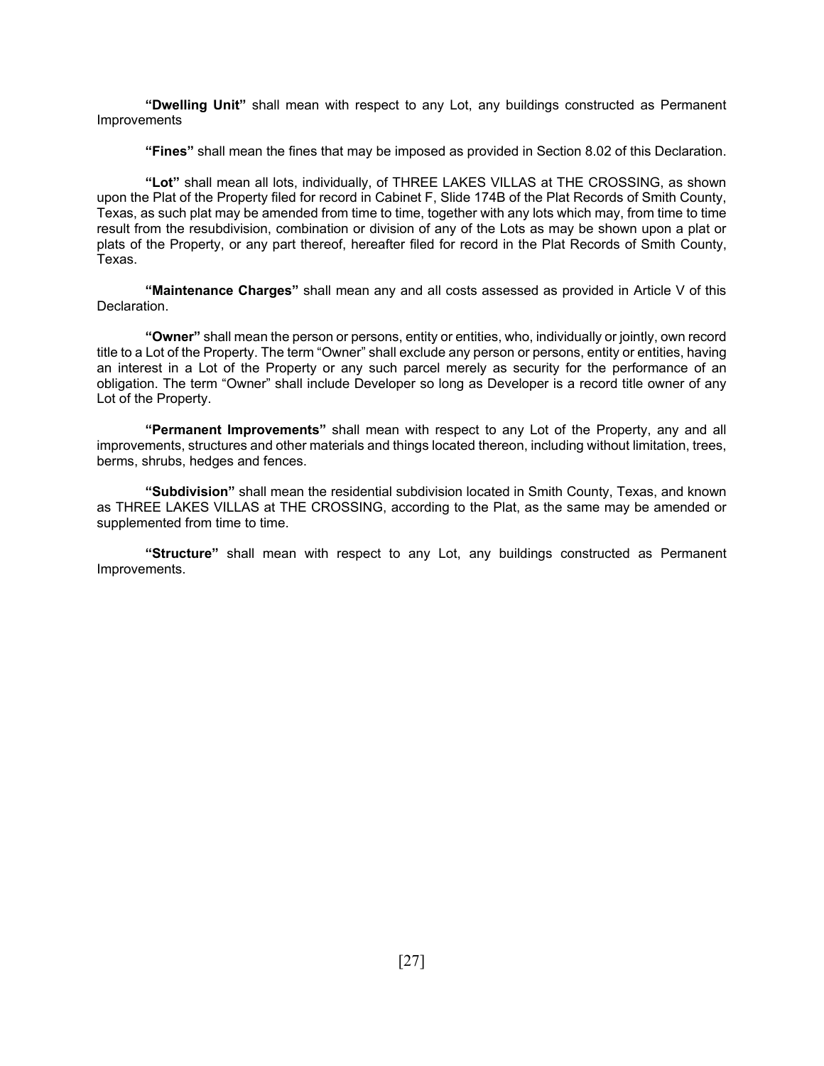**"Dwelling Unit"** shall mean with respect to any Lot, any buildings constructed as Permanent Improvements

**"Fines"** shall mean the fines that may be imposed as provided in Section 8.02 of this Declaration.

**"Lot"** shall mean all lots, individually, of THREE LAKES VILLAS at THE CROSSING, as shown upon the Plat of the Property filed for record in Cabinet F, Slide 174B of the Plat Records of Smith County, Texas, as such plat may be amended from time to time, together with any lots which may, from time to time result from the resubdivision, combination or division of any of the Lots as may be shown upon a plat or plats of the Property, or any part thereof, hereafter filed for record in the Plat Records of Smith County, Texas.

**"Maintenance Charges"** shall mean any and all costs assessed as provided in Article V of this Declaration.

**"Owner"** shall mean the person or persons, entity or entities, who, individually or jointly, own record title to a Lot of the Property. The term "Owner" shall exclude any person or persons, entity or entities, having an interest in a Lot of the Property or any such parcel merely as security for the performance of an obligation. The term "Owner" shall include Developer so long as Developer is a record title owner of any Lot of the Property.

**"Permanent Improvements"** shall mean with respect to any Lot of the Property, any and all improvements, structures and other materials and things located thereon, including without limitation, trees, berms, shrubs, hedges and fences.

**"Subdivision"** shall mean the residential subdivision located in Smith County, Texas, and known as THREE LAKES VILLAS at THE CROSSING, according to the Plat, as the same may be amended or supplemented from time to time.

**"Structure"** shall mean with respect to any Lot, any buildings constructed as Permanent Improvements.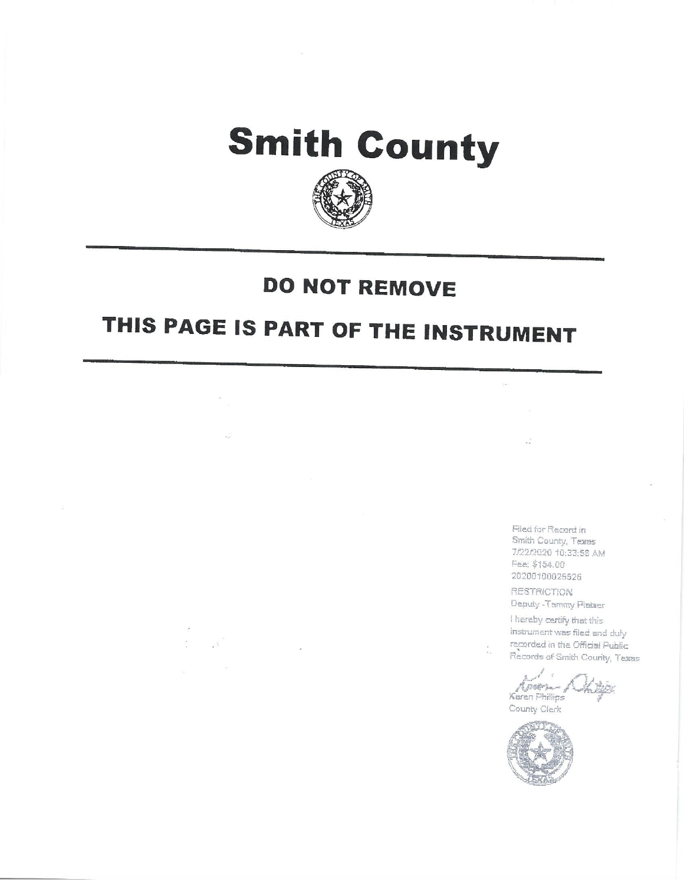# Smith County

## DO NOT REMOVE

## THIS PAGE IS PART OF THE INSTRUMENT

Filed for Record in
Smith County, Texas
7/22/2020 10:33:58 AM
Fee: $154.00
20200100025526
RESTRICTION
Deputy -Tammy Fleber

I hereby certify that this instrument was filed and duly recorded in the Official Public Records of Smith County, Texas

Karen Phillips
County Clerk